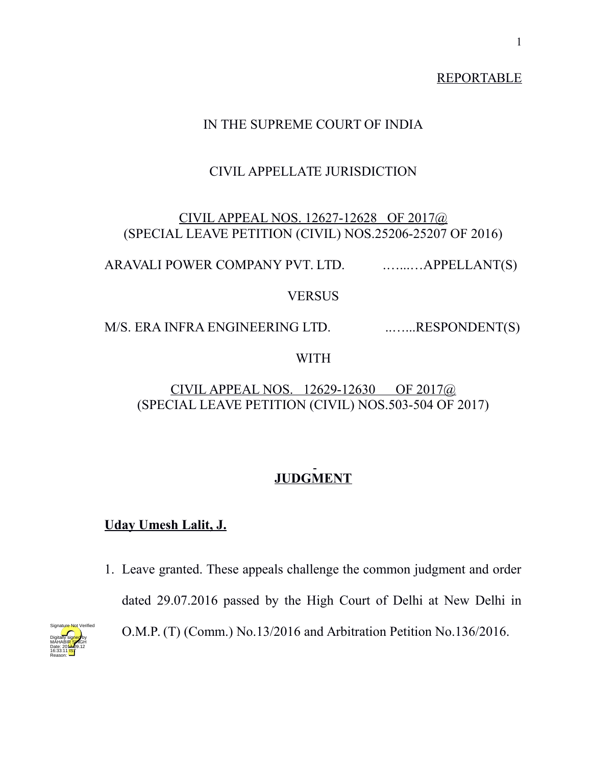REPORTABLE

IN THE SUPREME COURT OF INDIA

CIVIL APPELLATE JURISDICTION

CIVIL APPEAL NOS. 12627-12628 OF 2017@
(SPECIAL LEAVE PETITION (CIVIL) NOS.25206-25207 OF 2016)

ARAVALI POWER COMPANY PVT. LTD. ……..…APPELLANT(S)

VERSUS

M/S. ERA INFRA ENGINEERING LTD. ..…...RESPONDENT(S)

WITH

CIVIL APPEAL NOS. 12629-12630 OF 2017@
(SPECIAL LEAVE PETITION (CIVIL) NOS.503-504 OF 2017)

# JUDGMENT

**Uday Umesh Lalit, J.**

1. Leave granted. These appeals challenge the common judgment and order dated 29.07.2016 passed by the High Court of Delhi at New Delhi in O.M.P. (T) (Comm.) No.13/2016 and Arbitration Petition No.136/2016.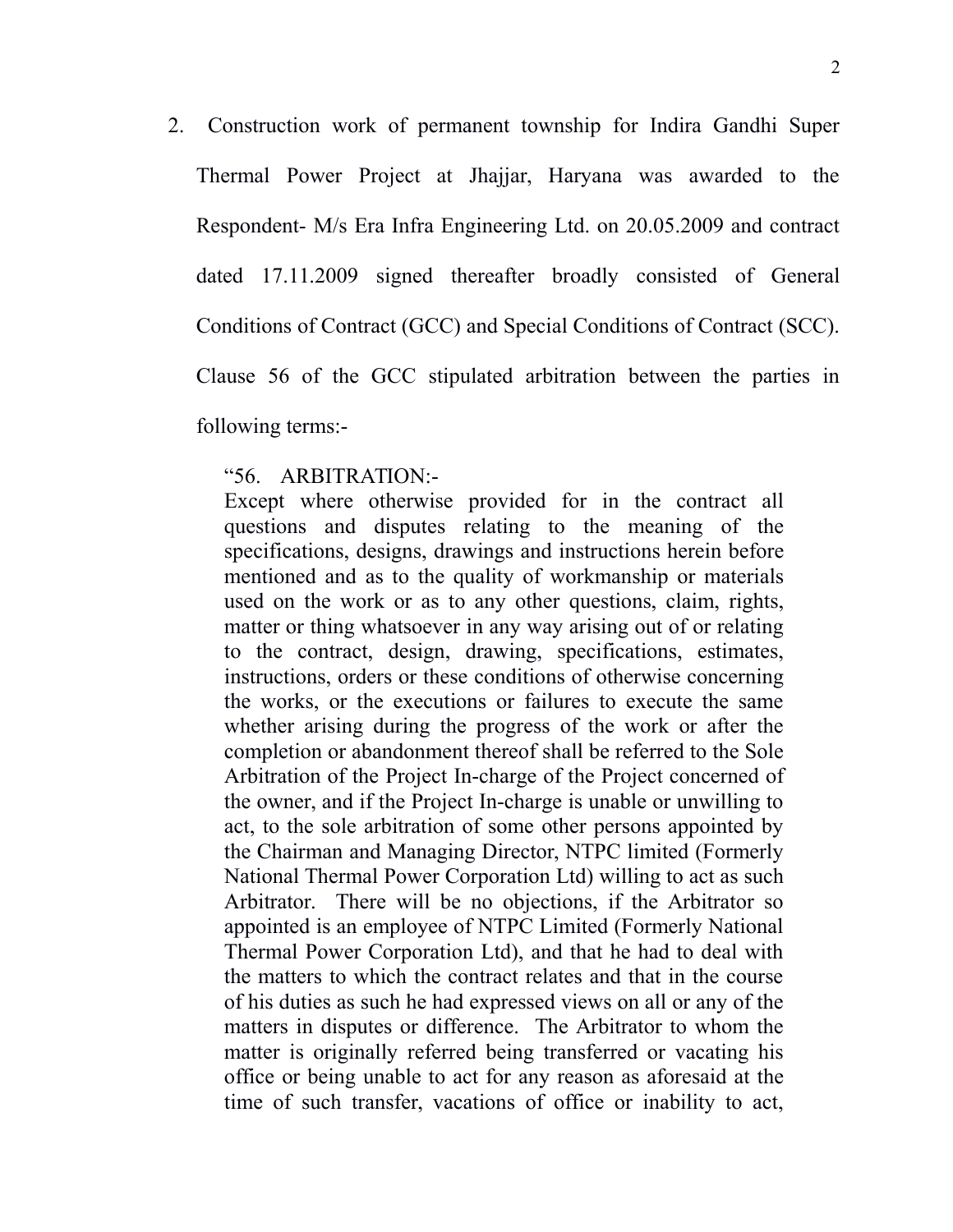2. Construction work of permanent township for Indira Gandhi Super Thermal Power Project at Jhajjar, Haryana was awarded to the Respondent- M/s Era Infra Engineering Ltd. on 20.05.2009 and contract dated 17.11.2009 signed thereafter broadly consisted of General Conditions of Contract (GCC) and Special Conditions of Contract (SCC). Clause 56 of the GCC stipulated arbitration between the parties in following terms:-

> "56. ARBITRATION:-
> Except where otherwise provided for in the contract all questions and disputes relating to the meaning of the specifications, designs, drawings and instructions herein before mentioned and as to the quality of workmanship or materials used on the work or as to any other questions, claim, rights, matter or thing whatsoever in any way arising out of or relating to the contract, design, drawing, specifications, estimates, instructions, orders or these conditions of otherwise concerning the works, or the executions or failures to execute the same whether arising during the progress of the work or after the completion or abandonment thereof shall be referred to the Sole Arbitration of the Project In-charge of the Project concerned of the owner, and if the Project In-charge is unable or unwilling to act, to the sole arbitration of some other persons appointed by the Chairman and Managing Director, NTPC limited (Formerly National Thermal Power Corporation Ltd) willing to act as such Arbitrator. There will be no objections, if the Arbitrator so appointed is an employee of NTPC Limited (Formerly National Thermal Power Corporation Ltd), and that he had to deal with the matters to which the contract relates and that in the course of his duties as such he had expressed views on all or any of the matters in disputes or difference. The Arbitrator to whom the matter is originally referred being transferred or vacating his office or being unable to act for any reason as aforesaid at the time of such transfer, vacations of office or inability to act,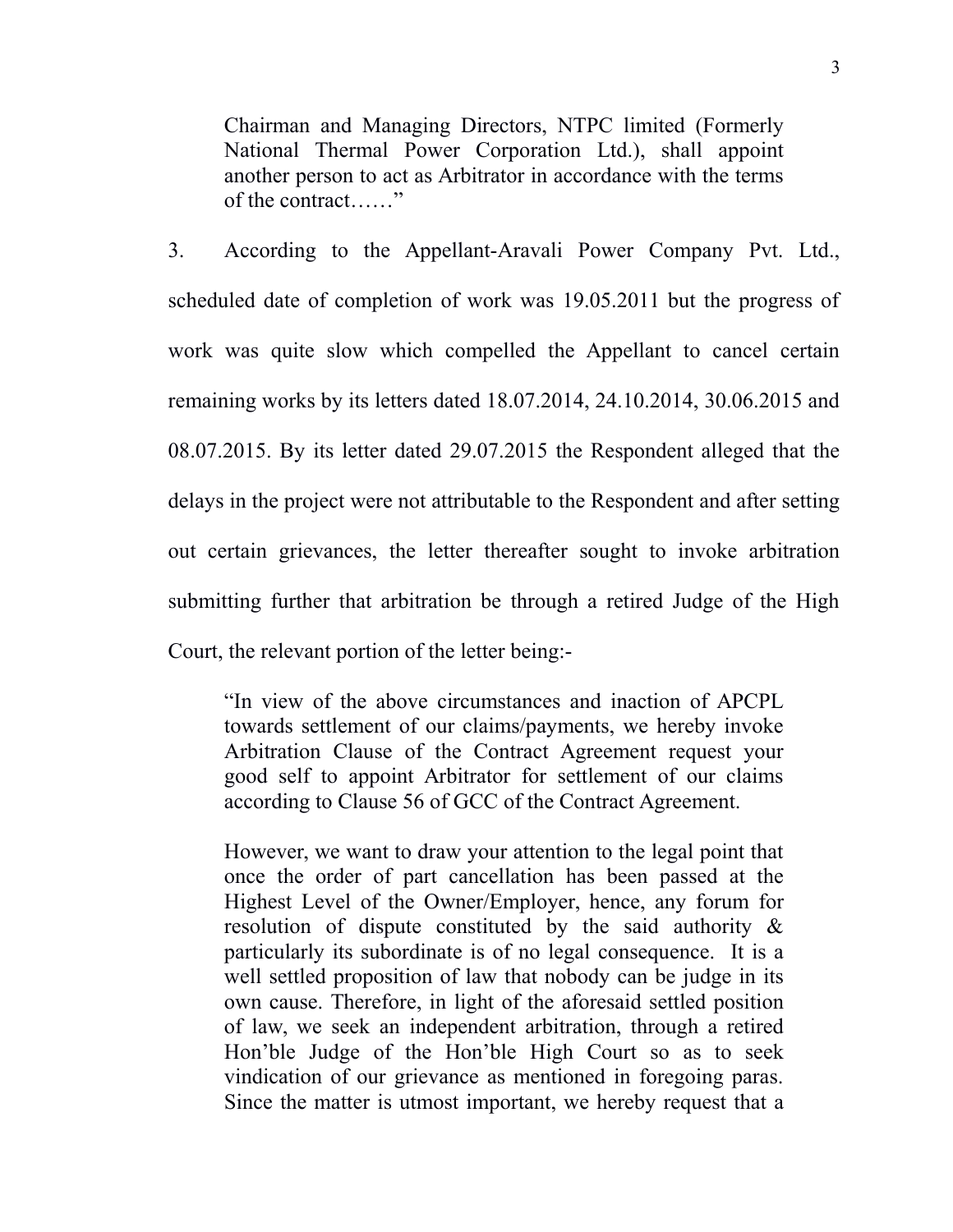> Chairman and Managing Directors, NTPC limited (Formerly National Thermal Power Corporation Ltd.), shall appoint another person to act as Arbitrator in accordance with the terms of the contract……"

3. According to the Appellant-Aravali Power Company Pvt. Ltd., scheduled date of completion of work was 19.05.2011 but the progress of work was quite slow which compelled the Appellant to cancel certain remaining works by its letters dated 18.07.2014, 24.10.2014, 30.06.2015 and 08.07.2015. By its letter dated 29.07.2015 the Respondent alleged that the delays in the project were not attributable to the Respondent and after setting out certain grievances, the letter thereafter sought to invoke arbitration submitting further that arbitration be through a retired Judge of the High Court, the relevant portion of the letter being:-

> "In view of the above circumstances and inaction of APCPL towards settlement of our claims/payments, we hereby invoke Arbitration Clause of the Contract Agreement request your good self to appoint Arbitrator for settlement of our claims according to Clause 56 of GCC of the Contract Agreement.
>
> However, we want to draw your attention to the legal point that once the order of part cancellation has been passed at the Highest Level of the Owner/Employer, hence, any forum for resolution of dispute constituted by the said authority & particularly its subordinate is of no legal consequence. It is a well settled proposition of law that nobody can be judge in its own cause. Therefore, in light of the aforesaid settled position of law, we seek an independent arbitration, through a retired Hon'ble Judge of the Hon'ble High Court so as to seek vindication of our grievance as mentioned in foregoing paras. Since the matter is utmost important, we hereby request that a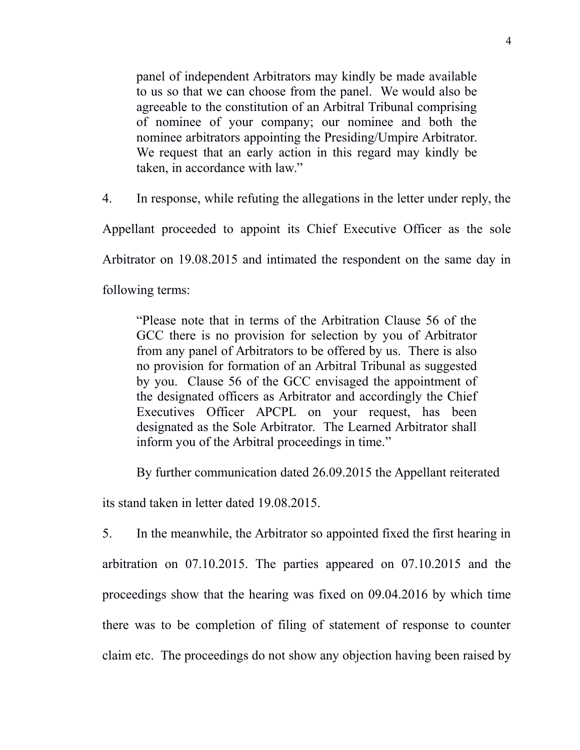> panel of independent Arbitrators may kindly be made available to us so that we can choose from the panel. We would also be agreeable to the constitution of an Arbitral Tribunal comprising of nominee of your company; our nominee and both the nominee arbitrators appointing the Presiding/Umpire Arbitrator. We request that an early action in this regard may kindly be taken, in accordance with law."

4. In response, while refuting the allegations in the letter under reply, the Appellant proceeded to appoint its Chief Executive Officer as the sole Arbitrator on 19.08.2015 and intimated the respondent on the same day in following terms:

> "Please note that in terms of the Arbitration Clause 56 of the GCC there is no provision for selection by you of Arbitrator from any panel of Arbitrators to be offered by us. There is also no provision for formation of an Arbitral Tribunal as suggested by you. Clause 56 of the GCC envisaged the appointment of the designated officers as Arbitrator and accordingly the Chief Executives Officer APCPL on your request, has been designated as the Sole Arbitrator. The Learned Arbitrator shall inform you of the Arbitral proceedings in time."

By further communication dated 26.09.2015 the Appellant reiterated its stand taken in letter dated 19.08.2015.

5. In the meanwhile, the Arbitrator so appointed fixed the first hearing in arbitration on 07.10.2015. The parties appeared on 07.10.2015 and the proceedings show that the hearing was fixed on 09.04.2016 by which time there was to be completion of filing of statement of response to counter claim etc. The proceedings do not show any objection having been raised by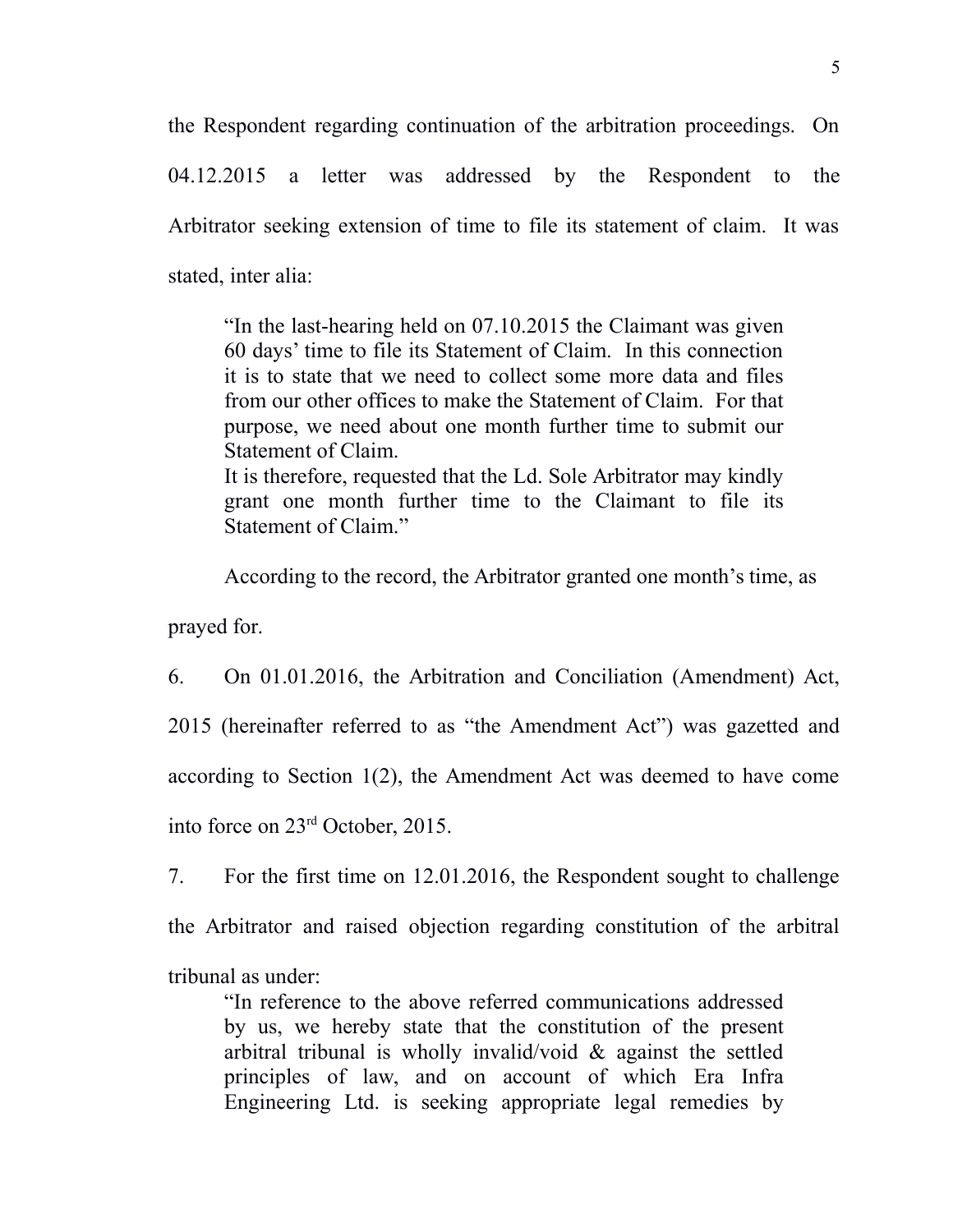the Respondent regarding continuation of the arbitration proceedings. On 04.12.2015 a letter was addressed by the Respondent to the Arbitrator seeking extension of time to file its statement of claim. It was stated, inter alia:

> "In the last-hearing held on 07.10.2015 the Claimant was given 60 days' time to file its Statement of Claim. In this connection it is to state that we need to collect some more data and files from our other offices to make the Statement of Claim. For that purpose, we need about one month further time to submit our Statement of Claim.
> It is therefore, requested that the Ld. Sole Arbitrator may kindly grant one month further time to the Claimant to file its Statement of Claim."

According to the record, the Arbitrator granted one month's time, as prayed for.

6. On 01.01.2016, the Arbitration and Conciliation (Amendment) Act, 2015 (hereinafter referred to as "the Amendment Act") was gazetted and according to Section 1(2), the Amendment Act was deemed to have come into force on 23rd October, 2015.

7. For the first time on 12.01.2016, the Respondent sought to challenge the Arbitrator and raised objection regarding constitution of the arbitral tribunal as under:

> "In reference to the above referred communications addressed by us, we hereby state that the constitution of the present arbitral tribunal is wholly invalid/void & against the settled principles of law, and on account of which Era Infra Engineering Ltd. is seeking appropriate legal remedies by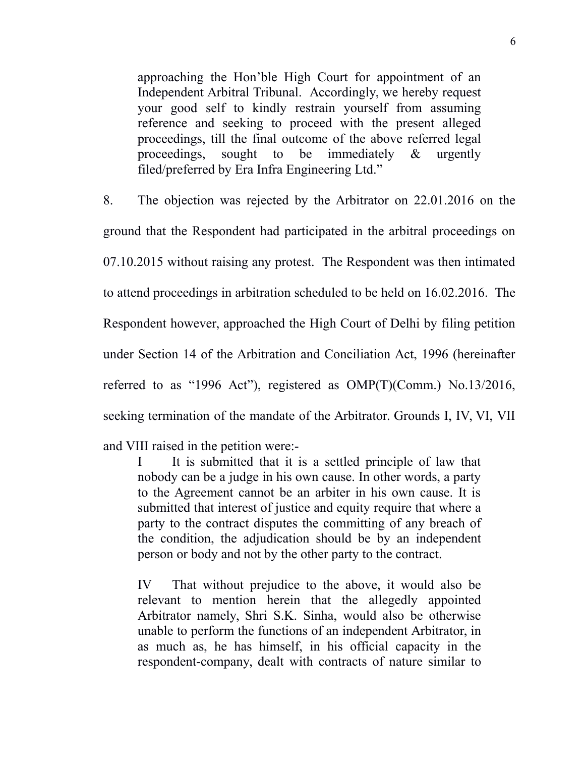> approaching the Hon'ble High Court for appointment of an Independent Arbitral Tribunal. Accordingly, we hereby request your good self to kindly restrain yourself from assuming reference and seeking to proceed with the present alleged proceedings, till the final outcome of the above referred legal proceedings, sought to be immediately & urgently filed/preferred by Era Infra Engineering Ltd."

8. The objection was rejected by the Arbitrator on 22.01.2016 on the ground that the Respondent had participated in the arbitral proceedings on 07.10.2015 without raising any protest. The Respondent was then intimated to attend proceedings in arbitration scheduled to be held on 16.02.2016. The Respondent however, approached the High Court of Delhi by filing petition under Section 14 of the Arbitration and Conciliation Act, 1996 (hereinafter referred to as "1996 Act"), registered as OMP(T)(Comm.) No.13/2016, seeking termination of the mandate of the Arbitrator. Grounds I, IV, VI, VII and VIII raised in the petition were:-

> I It is submitted that it is a settled principle of law that nobody can be a judge in his own cause. In other words, a party to the Agreement cannot be an arbiter in his own cause. It is submitted that interest of justice and equity require that where a party to the contract disputes the committing of any breach of the condition, the adjudication should be by an independent person or body and not by the other party to the contract.
>
> IV That without prejudice to the above, it would also be relevant to mention herein that the allegedly appointed Arbitrator namely, Shri S.K. Sinha, would also be otherwise unable to perform the functions of an independent Arbitrator, in as much as, he has himself, in his official capacity in the respondent-company, dealt with contracts of nature similar to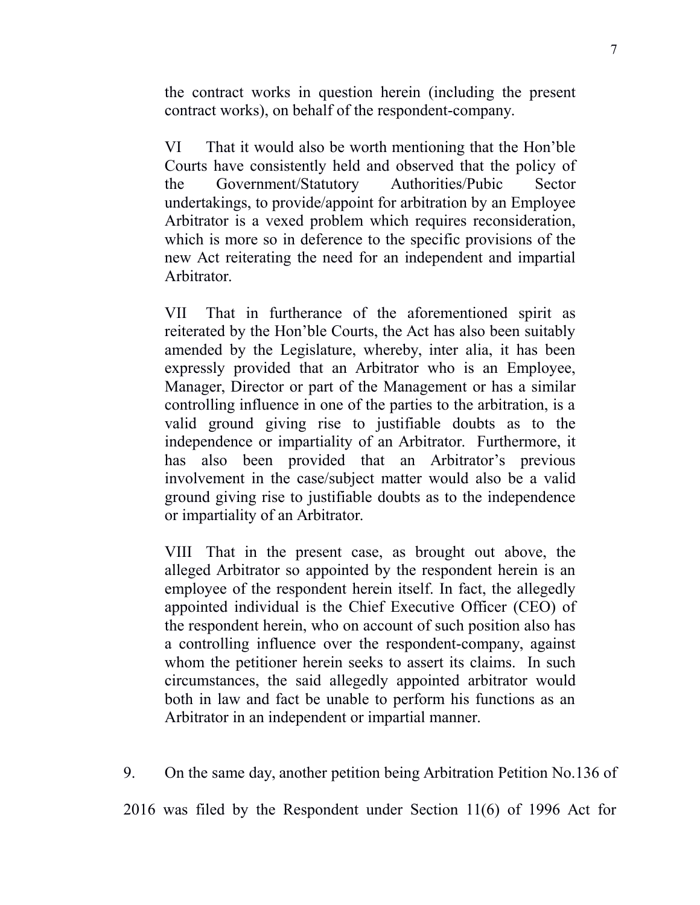the contract works in question herein (including the present contract works), on behalf of the respondent-company.

VI That it would also be worth mentioning that the Hon'ble Courts have consistently held and observed that the policy of the Government/Statutory Authorities/Pubic Sector undertakings, to provide/appoint for arbitration by an Employee Arbitrator is a vexed problem which requires reconsideration, which is more so in deference to the specific provisions of the new Act reiterating the need for an independent and impartial Arbitrator.

VII That in furtherance of the aforementioned spirit as reiterated by the Hon'ble Courts, the Act has also been suitably amended by the Legislature, whereby, inter alia, it has been expressly provided that an Arbitrator who is an Employee, Manager, Director or part of the Management or has a similar controlling influence in one of the parties to the arbitration, is a valid ground giving rise to justifiable doubts as to the independence or impartiality of an Arbitrator. Furthermore, it has also been provided that an Arbitrator's previous involvement in the case/subject matter would also be a valid ground giving rise to justifiable doubts as to the independence or impartiality of an Arbitrator.

VIII That in the present case, as brought out above, the alleged Arbitrator so appointed by the respondent herein is an employee of the respondent herein itself. In fact, the allegedly appointed individual is the Chief Executive Officer (CEO) of the respondent herein, who on account of such position also has a controlling influence over the respondent-company, against whom the petitioner herein seeks to assert its claims. In such circumstances, the said allegedly appointed arbitrator would both in law and fact be unable to perform his functions as an Arbitrator in an independent or impartial manner.

9. On the same day, another petition being Arbitration Petition No.136 of 2016 was filed by the Respondent under Section 11(6) of 1996 Act for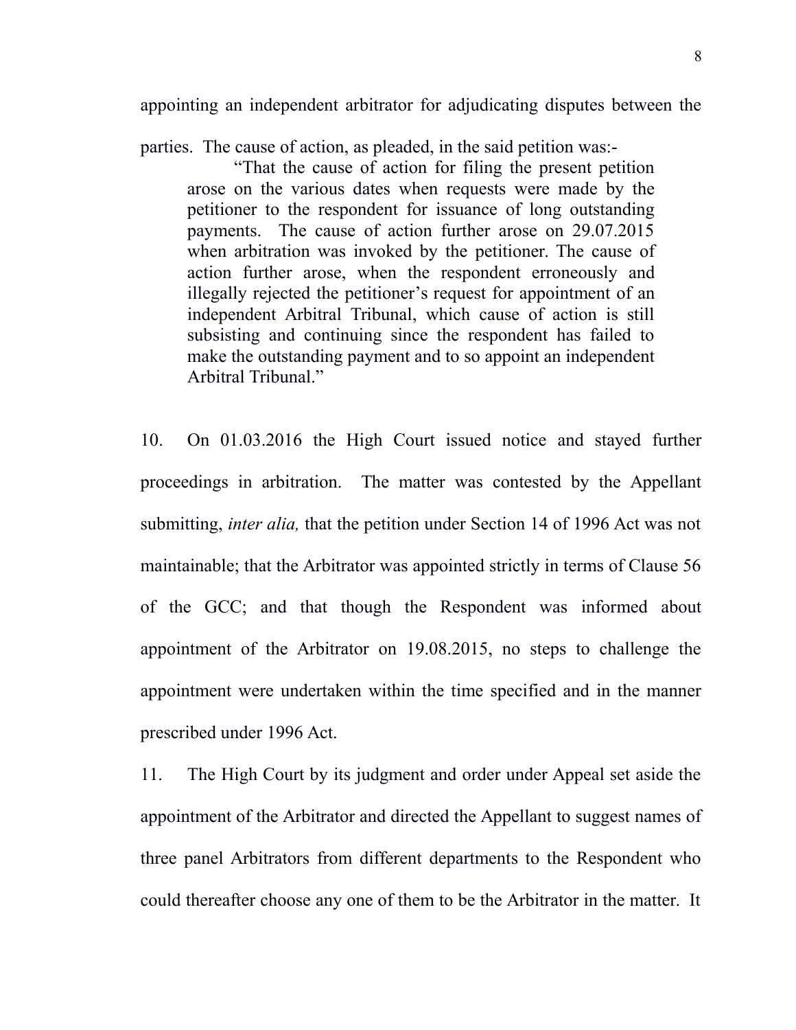appointing an independent arbitrator for adjudicating disputes between the parties. The cause of action, as pleaded, in the said petition was:-

> "That the cause of action for filing the present petition arose on the various dates when requests were made by the petitioner to the respondent for issuance of long outstanding payments. The cause of action further arose on 29.07.2015 when arbitration was invoked by the petitioner. The cause of action further arose, when the respondent erroneously and illegally rejected the petitioner's request for appointment of an independent Arbitral Tribunal, which cause of action is still subsisting and continuing since the respondent has failed to make the outstanding payment and to so appoint an independent Arbitral Tribunal."

10. On 01.03.2016 the High Court issued notice and stayed further proceedings in arbitration. The matter was contested by the Appellant submitting, *inter alia,* that the petition under Section 14 of 1996 Act was not maintainable; that the Arbitrator was appointed strictly in terms of Clause 56 of the GCC; and that though the Respondent was informed about appointment of the Arbitrator on 19.08.2015, no steps to challenge the appointment were undertaken within the time specified and in the manner prescribed under 1996 Act.

11. The High Court by its judgment and order under Appeal set aside the appointment of the Arbitrator and directed the Appellant to suggest names of three panel Arbitrators from different departments to the Respondent who could thereafter choose any one of them to be the Arbitrator in the matter. It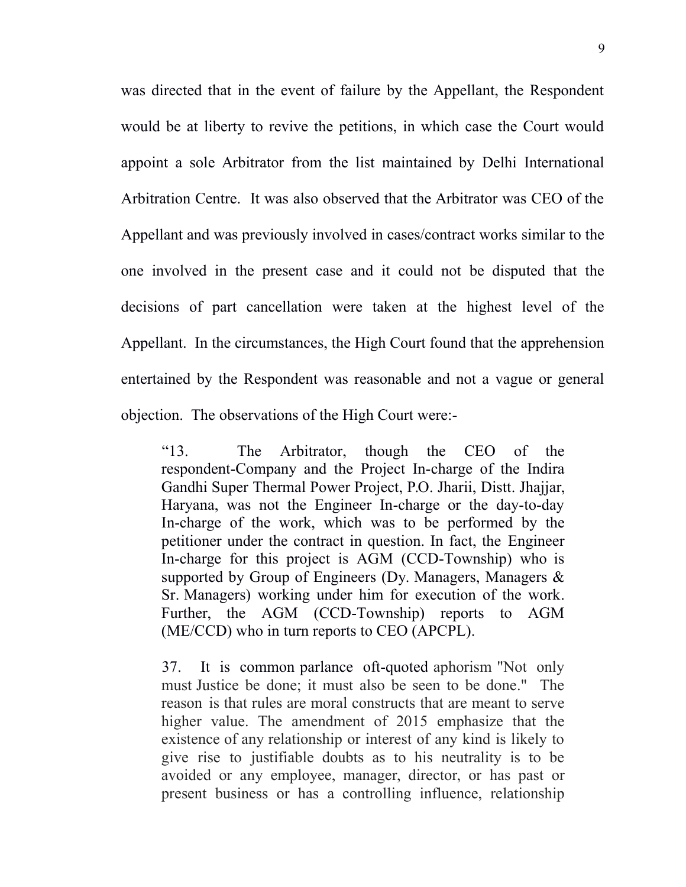was directed that in the event of failure by the Appellant, the Respondent would be at liberty to revive the petitions, in which case the Court would appoint a sole Arbitrator from the list maintained by Delhi International Arbitration Centre. It was also observed that the Arbitrator was CEO of the Appellant and was previously involved in cases/contract works similar to the one involved in the present case and it could not be disputed that the decisions of part cancellation were taken at the highest level of the Appellant. In the circumstances, the High Court found that the apprehension entertained by the Respondent was reasonable and not a vague or general objection. The observations of the High Court were:-

> "13. The Arbitrator, though the CEO of the respondent-Company and the Project In-charge of the Indira Gandhi Super Thermal Power Project, P.O. Jharii, Distt. Jhajjar, Haryana, was not the Engineer In-charge or the day-to-day In-charge of the work, which was to be performed by the petitioner under the contract in question. In fact, the Engineer In-charge for this project is AGM (CCD-Township) who is supported by Group of Engineers (Dy. Managers, Managers & Sr. Managers) working under him for execution of the work. Further, the AGM (CCD-Township) reports to AGM (ME/CCD) who in turn reports to CEO (APCPL).
>
> 37. It is common parlance oft-quoted aphorism "Not only must Justice be done; it must also be seen to be done." The reason is that rules are moral constructs that are meant to serve higher value. The amendment of 2015 emphasize that the existence of any relationship or interest of any kind is likely to give rise to justifiable doubts as to his neutrality is to be avoided or any employee, manager, director, or has past or present business or has a controlling influence, relationship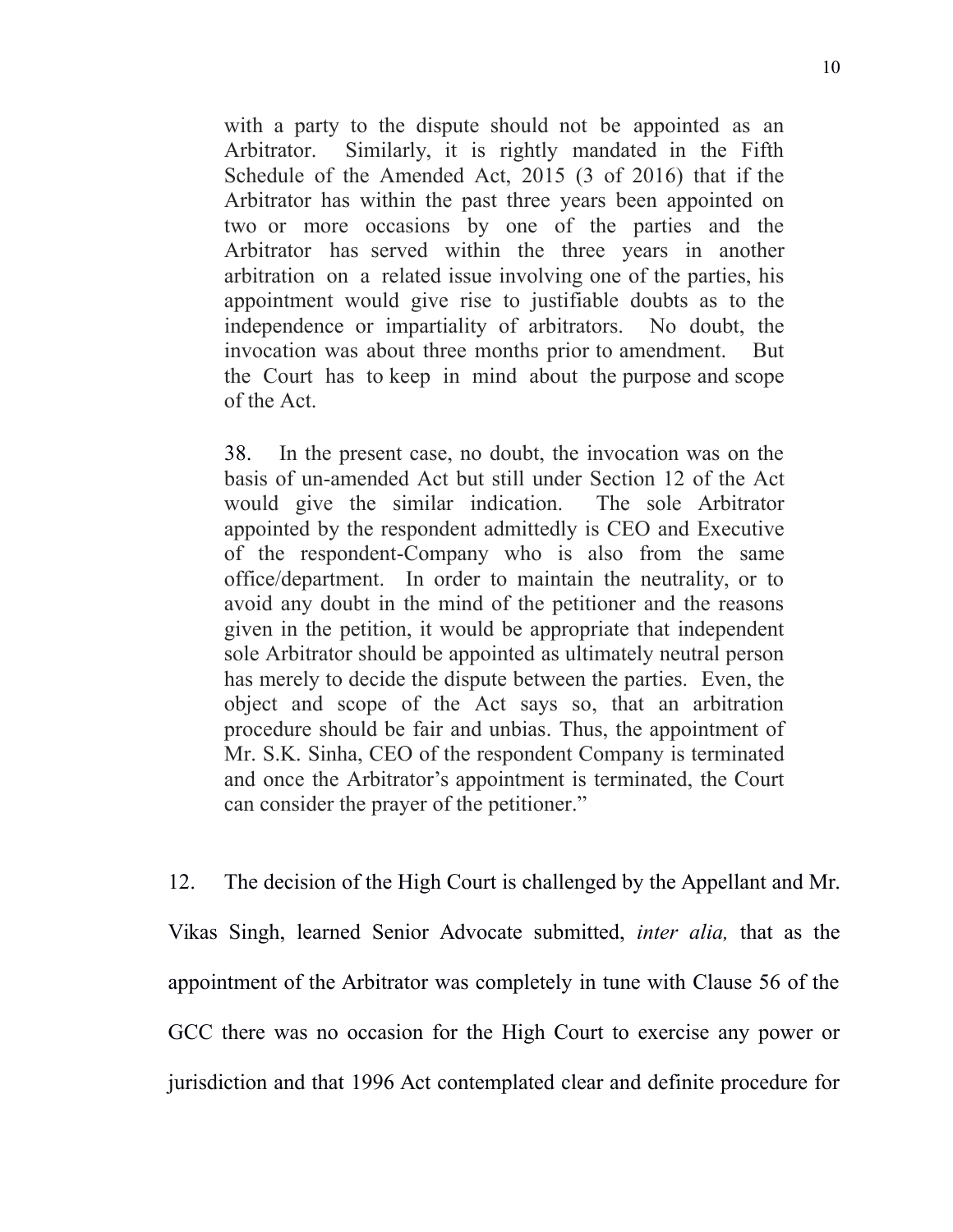> with a party to the dispute should not be appointed as an Arbitrator. Similarly, it is rightly mandated in the Fifth Schedule of the Amended Act, 2015 (3 of 2016) that if the Arbitrator has within the past three years been appointed on two or more occasions by one of the parties and the Arbitrator has served within the three years in another arbitration on a related issue involving one of the parties, his appointment would give rise to justifiable doubts as to the independence or impartiality of arbitrators. No doubt, the invocation was about three months prior to amendment. But the Court has to keep in mind about the purpose and scope of the Act.
>
> 38. In the present case, no doubt, the invocation was on the basis of un-amended Act but still under Section 12 of the Act would give the similar indication. The sole Arbitrator appointed by the respondent admittedly is CEO and Executive of the respondent-Company who is also from the same office/department. In order to maintain the neutrality, or to avoid any doubt in the mind of the petitioner and the reasons given in the petition, it would be appropriate that independent sole Arbitrator should be appointed as ultimately neutral person has merely to decide the dispute between the parties. Even, the object and scope of the Act says so, that an arbitration procedure should be fair and unbias. Thus, the appointment of Mr. S.K. Sinha, CEO of the respondent Company is terminated and once the Arbitrator's appointment is terminated, the Court can consider the prayer of the petitioner."

12. The decision of the High Court is challenged by the Appellant and Mr. Vikas Singh, learned Senior Advocate submitted, *inter alia,* that as the appointment of the Arbitrator was completely in tune with Clause 56 of the GCC there was no occasion for the High Court to exercise any power or jurisdiction and that 1996 Act contemplated clear and definite procedure for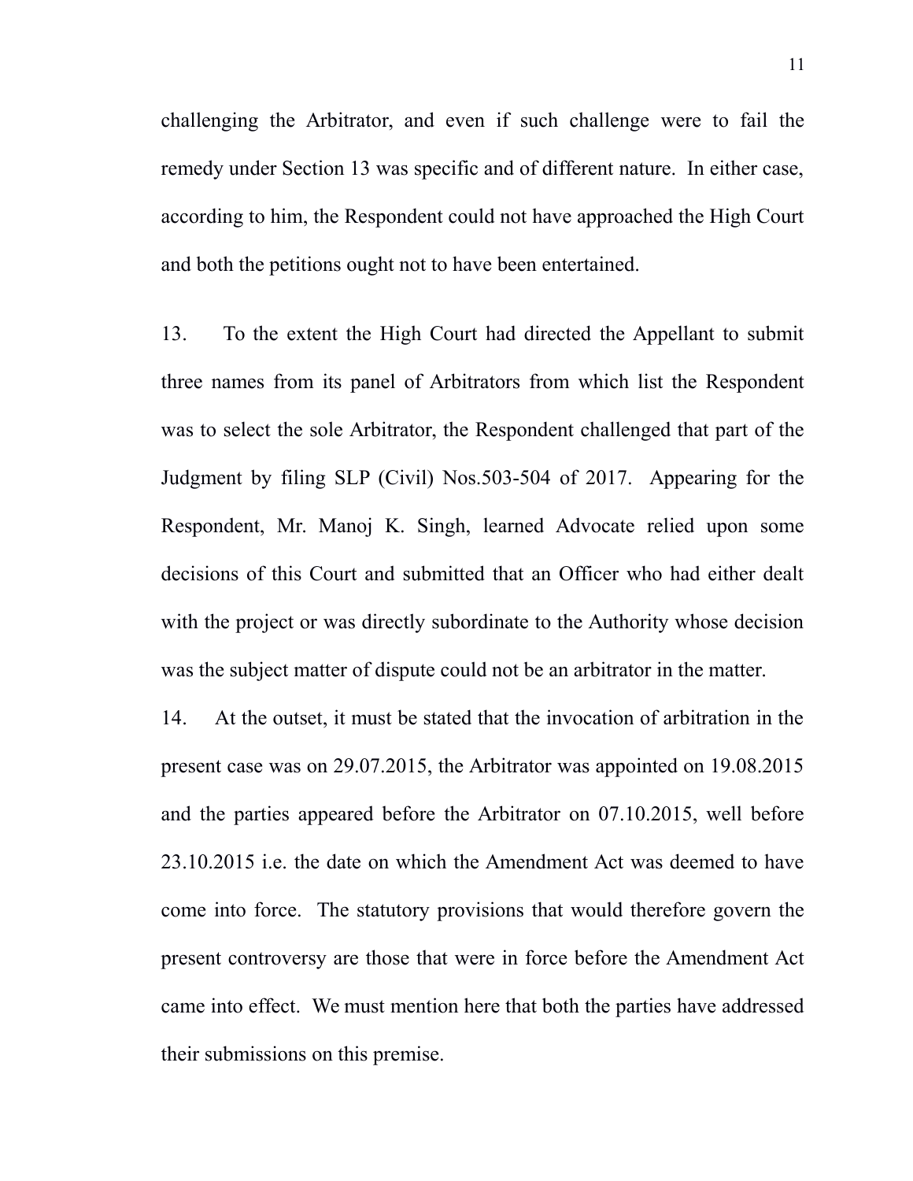challenging the Arbitrator, and even if such challenge were to fail the remedy under Section 13 was specific and of different nature. In either case, according to him, the Respondent could not have approached the High Court and both the petitions ought not to have been entertained.

13. To the extent the High Court had directed the Appellant to submit three names from its panel of Arbitrators from which list the Respondent was to select the sole Arbitrator, the Respondent challenged that part of the Judgment by filing SLP (Civil) Nos.503-504 of 2017. Appearing for the Respondent, Mr. Manoj K. Singh, learned Advocate relied upon some decisions of this Court and submitted that an Officer who had either dealt with the project or was directly subordinate to the Authority whose decision was the subject matter of dispute could not be an arbitrator in the matter.

14. At the outset, it must be stated that the invocation of arbitration in the present case was on 29.07.2015, the Arbitrator was appointed on 19.08.2015 and the parties appeared before the Arbitrator on 07.10.2015, well before 23.10.2015 i.e. the date on which the Amendment Act was deemed to have come into force. The statutory provisions that would therefore govern the present controversy are those that were in force before the Amendment Act came into effect. We must mention here that both the parties have addressed their submissions on this premise.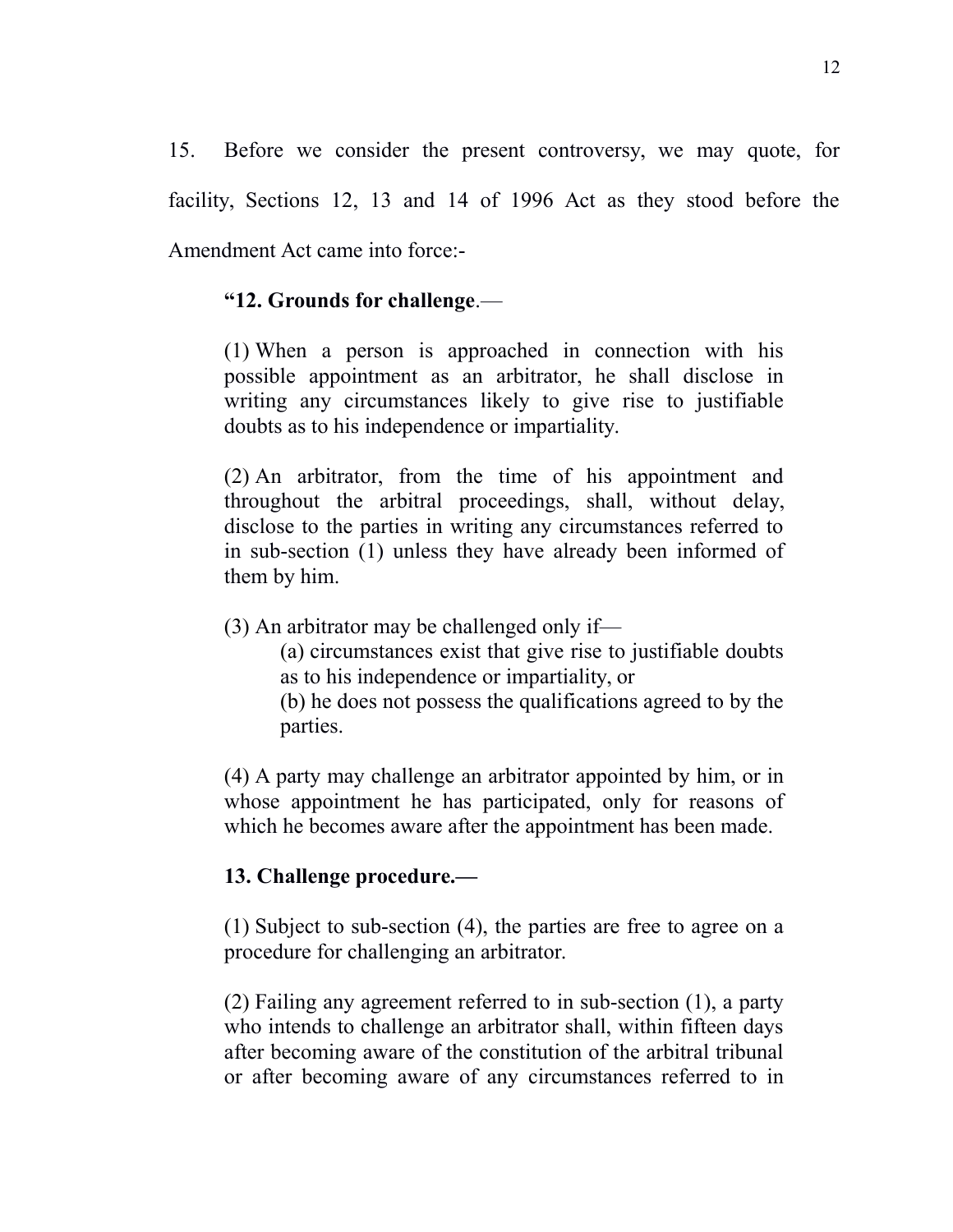15. Before we consider the present controversy, we may quote, for facility, Sections 12, 13 and 14 of 1996 Act as they stood before the Amendment Act came into force:-

> **"12. Grounds for challenge**.—
>
> (1) When a person is approached in connection with his possible appointment as an arbitrator, he shall disclose in writing any circumstances likely to give rise to justifiable doubts as to his independence or impartiality.
>
> (2) An arbitrator, from the time of his appointment and throughout the arbitral proceedings, shall, without delay, disclose to the parties in writing any circumstances referred to in sub-section (1) unless they have already been informed of them by him.
>
> (3) An arbitrator may be challenged only if—
>
> (a) circumstances exist that give rise to justifiable doubts as to his independence or impartiality, or
>
> (b) he does not possess the qualifications agreed to by the parties.
>
> (4) A party may challenge an arbitrator appointed by him, or in whose appointment he has participated, only for reasons of which he becomes aware after the appointment has been made.
>
> **13. Challenge procedure.—**
>
> (1) Subject to sub-section (4), the parties are free to agree on a procedure for challenging an arbitrator.
>
> (2) Failing any agreement referred to in sub-section (1), a party who intends to challenge an arbitrator shall, within fifteen days after becoming aware of the constitution of the arbitral tribunal or after becoming aware of any circumstances referred to in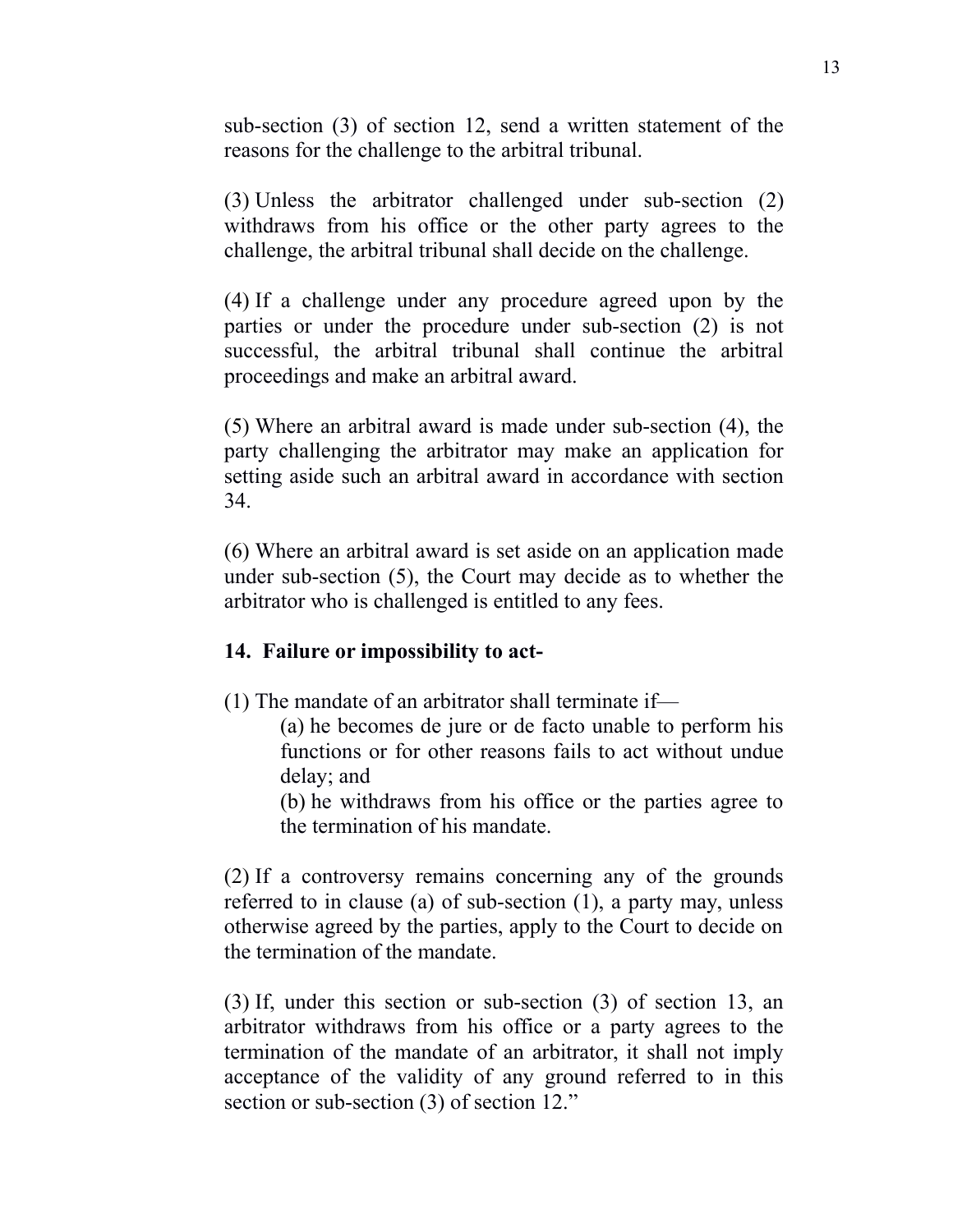sub-section (3) of section 12, send a written statement of the reasons for the challenge to the arbitral tribunal.

(3) Unless the arbitrator challenged under sub-section (2) withdraws from his office or the other party agrees to the challenge, the arbitral tribunal shall decide on the challenge.

(4) If a challenge under any procedure agreed upon by the parties or under the procedure under sub-section (2) is not successful, the arbitral tribunal shall continue the arbitral proceedings and make an arbitral award.

(5) Where an arbitral award is made under sub-section (4), the party challenging the arbitrator may make an application for setting aside such an arbitral award in accordance with section 34.

(6) Where an arbitral award is set aside on an application made under sub-section (5), the Court may decide as to whether the arbitrator who is challenged is entitled to any fees.

**14. Failure or impossibility to act-**

(1) The mandate of an arbitrator shall terminate if—

> (a) he becomes de jure or de facto unable to perform his functions or for other reasons fails to act without undue delay; and
>
> (b) he withdraws from his office or the parties agree to the termination of his mandate.

(2) If a controversy remains concerning any of the grounds referred to in clause (a) of sub-section (1), a party may, unless otherwise agreed by the parties, apply to the Court to decide on the termination of the mandate.

(3) If, under this section or sub-section (3) of section 13, an arbitrator withdraws from his office or a party agrees to the termination of the mandate of an arbitrator, it shall not imply acceptance of the validity of any ground referred to in this section or sub-section (3) of section 12."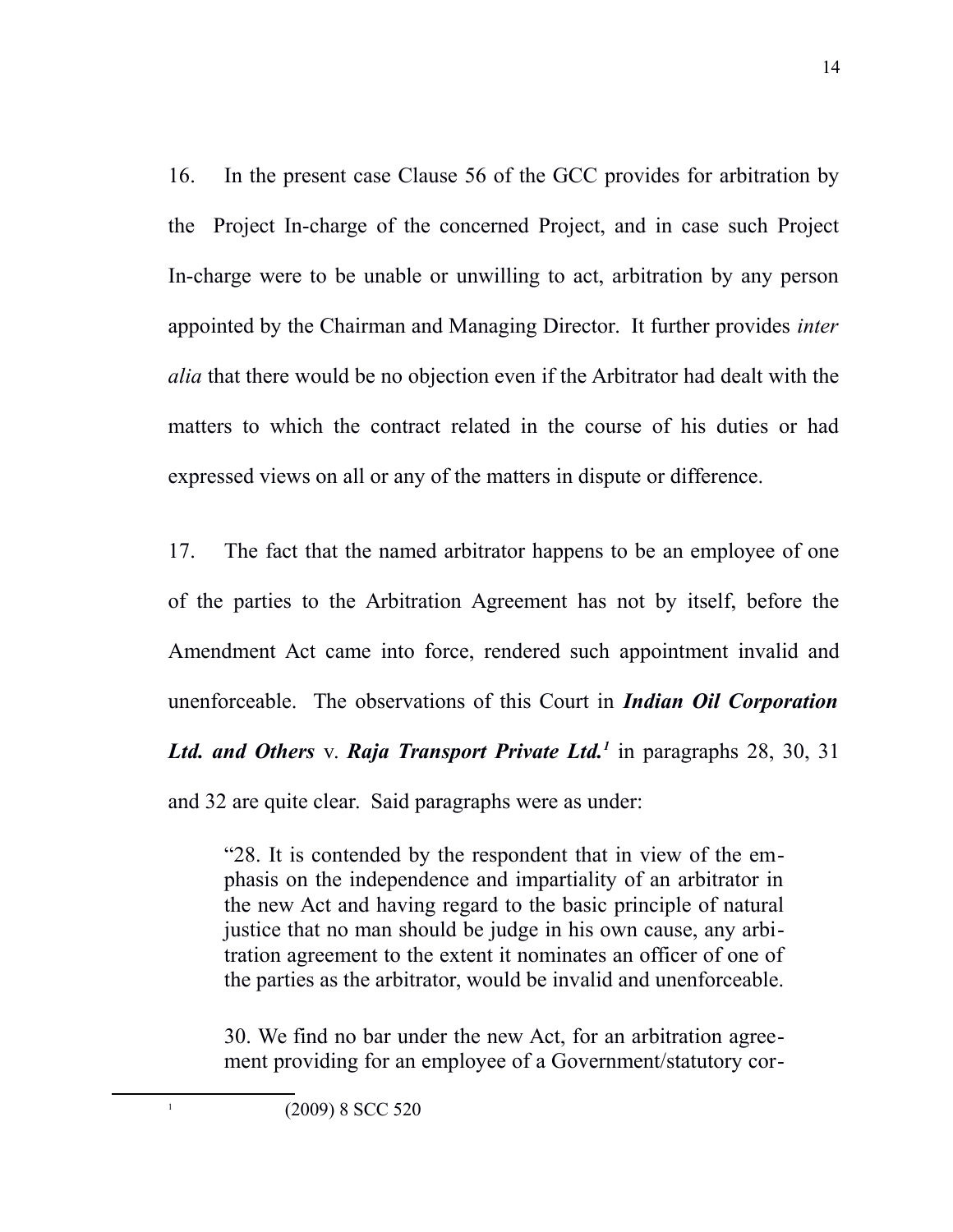16. In the present case Clause 56 of the GCC provides for arbitration by the Project In-charge of the concerned Project, and in case such Project In-charge were to be unable or unwilling to act, arbitration by any person appointed by the Chairman and Managing Director. It further provides *inter alia* that there would be no objection even if the Arbitrator had dealt with the matters to which the contract related in the course of his duties or had expressed views on all or any of the matters in dispute or difference.

17. The fact that the named arbitrator happens to be an employee of one of the parties to the Arbitration Agreement has not by itself, before the Amendment Act came into force, rendered such appointment invalid and unenforceable. The observations of this Court in ***Indian Oil Corporation Ltd. and Others*** v. ***Raja Transport Private Ltd.***[1] in paragraphs 28, 30, 31 and 32 are quite clear. Said paragraphs were as under:

> "28. It is contended by the respondent that in view of the emphasis on the independence and impartiality of an arbitrator in the new Act and having regard to the basic principle of natural justice that no man should be judge in his own cause, any arbitration agreement to the extent it nominates an officer of one of the parties as the arbitrator, would be invalid and unenforceable.
>
> 30. We find no bar under the new Act, for an arbitration agreement providing for an employee of a Government/statutory cor-

[1] (2009) 8 SCC 520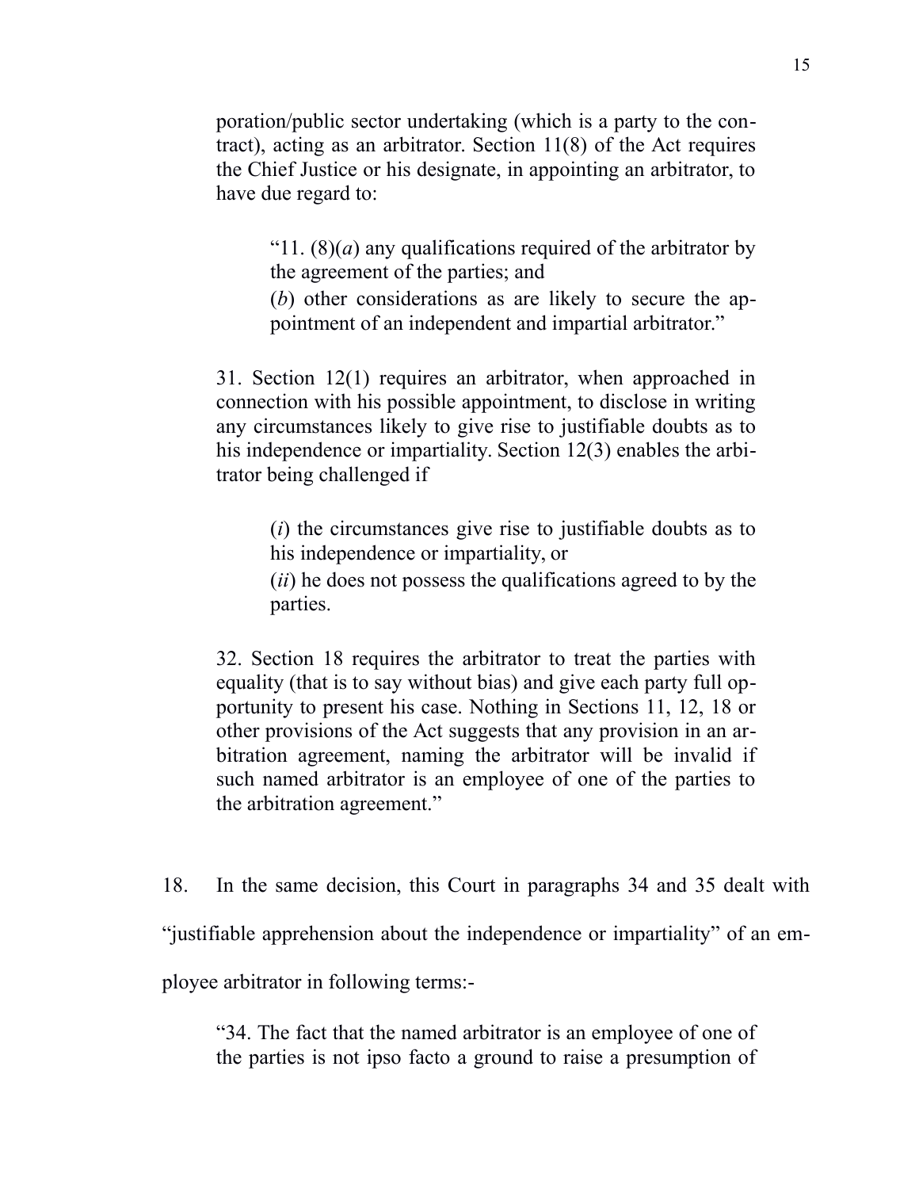poration/public sector undertaking (which is a party to the contract), acting as an arbitrator. Section 11(8) of the Act requires the Chief Justice or his designate, in appointing an arbitrator, to have due regard to:

> "11. (8)(*a*) any qualifications required of the arbitrator by the agreement of the parties; and
>
> (*b*) other considerations as are likely to secure the appointment of an independent and impartial arbitrator."

31. Section 12(1) requires an arbitrator, when approached in connection with his possible appointment, to disclose in writing any circumstances likely to give rise to justifiable doubts as to his independence or impartiality. Section 12(3) enables the arbitrator being challenged if

> (*i*) the circumstances give rise to justifiable doubts as to his independence or impartiality, or
>
> (*ii*) he does not possess the qualifications agreed to by the parties.

32. Section 18 requires the arbitrator to treat the parties with equality (that is to say without bias) and give each party full opportunity to present his case. Nothing in Sections 11, 12, 18 or other provisions of the Act suggests that any provision in an arbitration agreement, naming the arbitrator will be invalid if such named arbitrator is an employee of one of the parties to the arbitration agreement."

18. In the same decision, this Court in paragraphs 34 and 35 dealt with "justifiable apprehension about the independence or impartiality" of an employee arbitrator in following terms:-

"34. The fact that the named arbitrator is an employee of one of the parties is not ipso facto a ground to raise a presumption of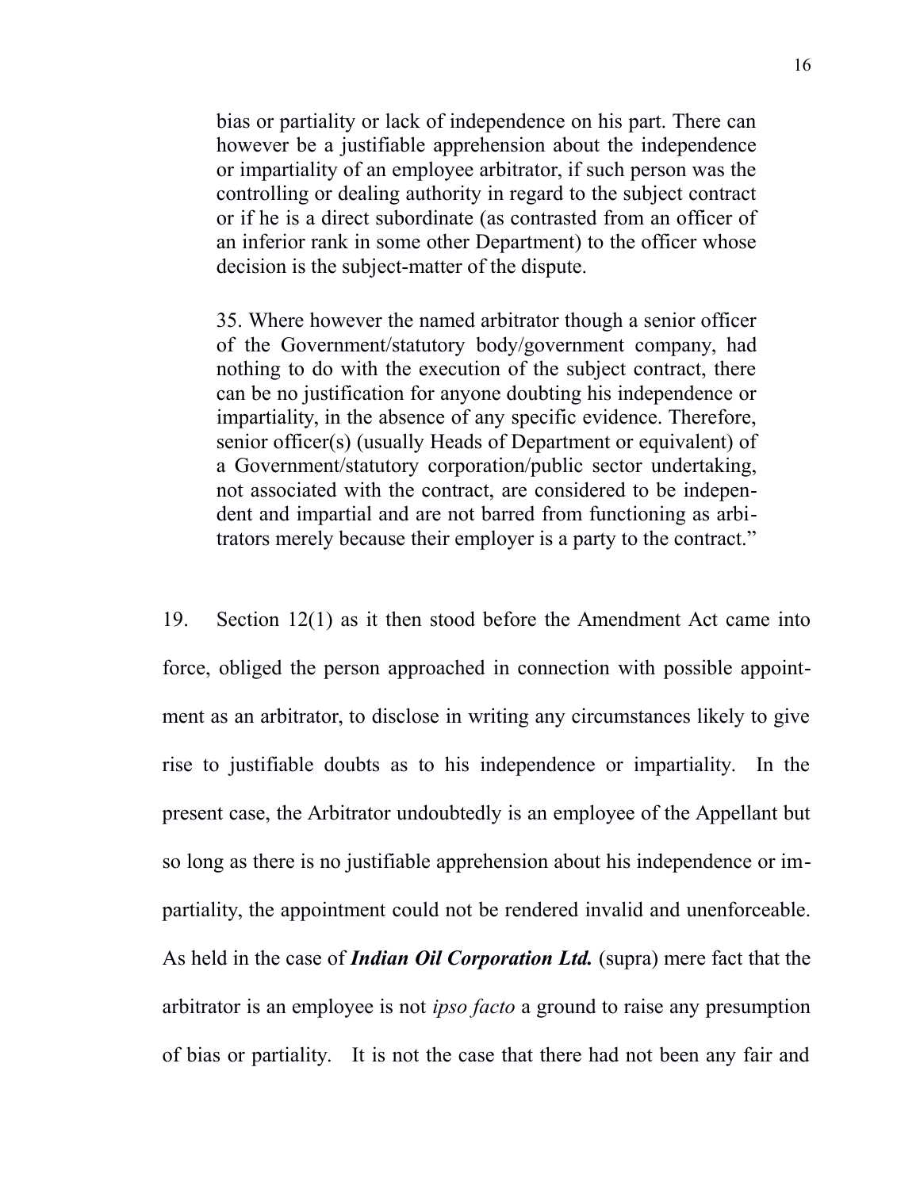> bias or partiality or lack of independence on his part. There can however be a justifiable apprehension about the independence or impartiality of an employee arbitrator, if such person was the controlling or dealing authority in regard to the subject contract or if he is a direct subordinate (as contrasted from an officer of an inferior rank in some other Department) to the officer whose decision is the subject-matter of the dispute.
>
> 35. Where however the named arbitrator though a senior officer of the Government/statutory body/government company, had nothing to do with the execution of the subject contract, there can be no justification for anyone doubting his independence or impartiality, in the absence of any specific evidence. Therefore, senior officer(s) (usually Heads of Department or equivalent) of a Government/statutory corporation/public sector undertaking, not associated with the contract, are considered to be independent and impartial and are not barred from functioning as arbitrators merely because their employer is a party to the contract."

19. Section 12(1) as it then stood before the Amendment Act came into force, obliged the person approached in connection with possible appointment as an arbitrator, to disclose in writing any circumstances likely to give rise to justifiable doubts as to his independence or impartiality. In the present case, the Arbitrator undoubtedly is an employee of the Appellant but so long as there is no justifiable apprehension about his independence or impartiality, the appointment could not be rendered invalid and unenforceable. As held in the case of ***Indian Oil Corporation Ltd.*** (supra) mere fact that the arbitrator is an employee is not *ipso facto* a ground to raise any presumption of bias or partiality. It is not the case that there had not been any fair and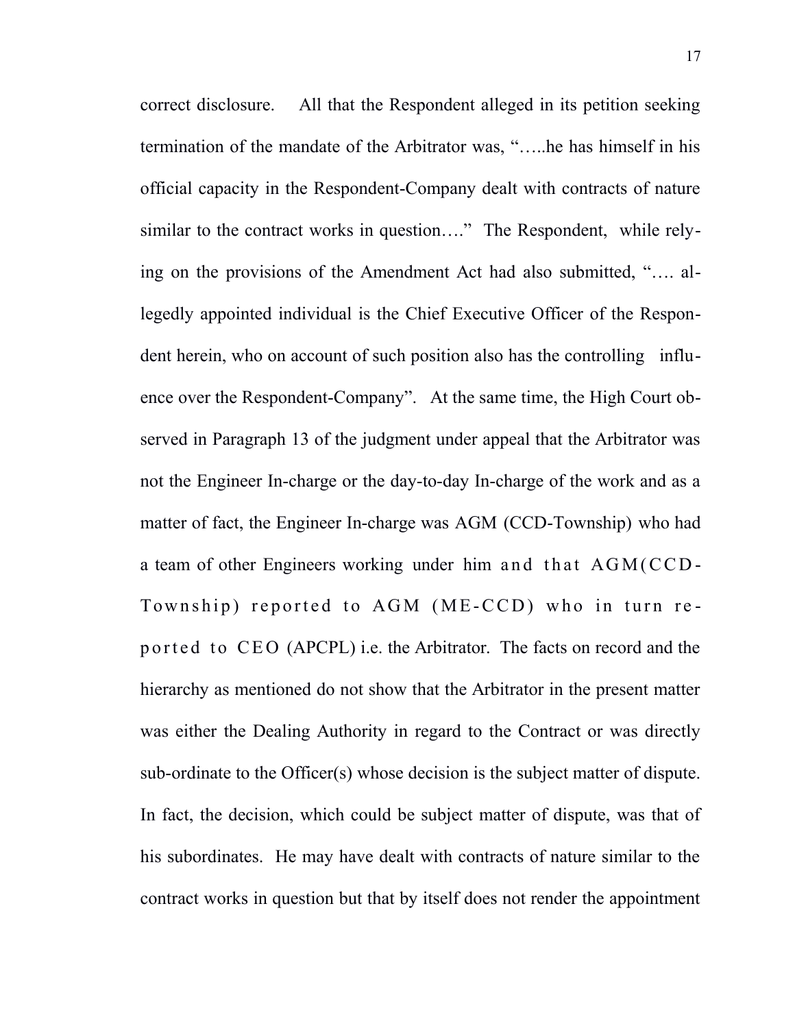correct disclosure. All that the Respondent alleged in its petition seeking termination of the mandate of the Arbitrator was, "…..he has himself in his official capacity in the Respondent-Company dealt with contracts of nature similar to the contract works in question…." The Respondent, while relying on the provisions of the Amendment Act had also submitted, "…. allegedly appointed individual is the Chief Executive Officer of the Respondent herein, who on account of such position also has the controlling influence over the Respondent-Company". At the same time, the High Court observed in Paragraph 13 of the judgment under appeal that the Arbitrator was not the Engineer In-charge or the day-to-day In-charge of the work and as a matter of fact, the Engineer In-charge was AGM (CCD-Township) who had a team of other Engineers working under him and that AGM(CCD-Township) reported to AGM (ME-CCD) who in turn reported to CEO (APCPL) i.e. the Arbitrator. The facts on record and the hierarchy as mentioned do not show that the Arbitrator in the present matter was either the Dealing Authority in regard to the Contract or was directly sub-ordinate to the Officer(s) whose decision is the subject matter of dispute. In fact, the decision, which could be subject matter of dispute, was that of his subordinates. He may have dealt with contracts of nature similar to the contract works in question but that by itself does not render the appointment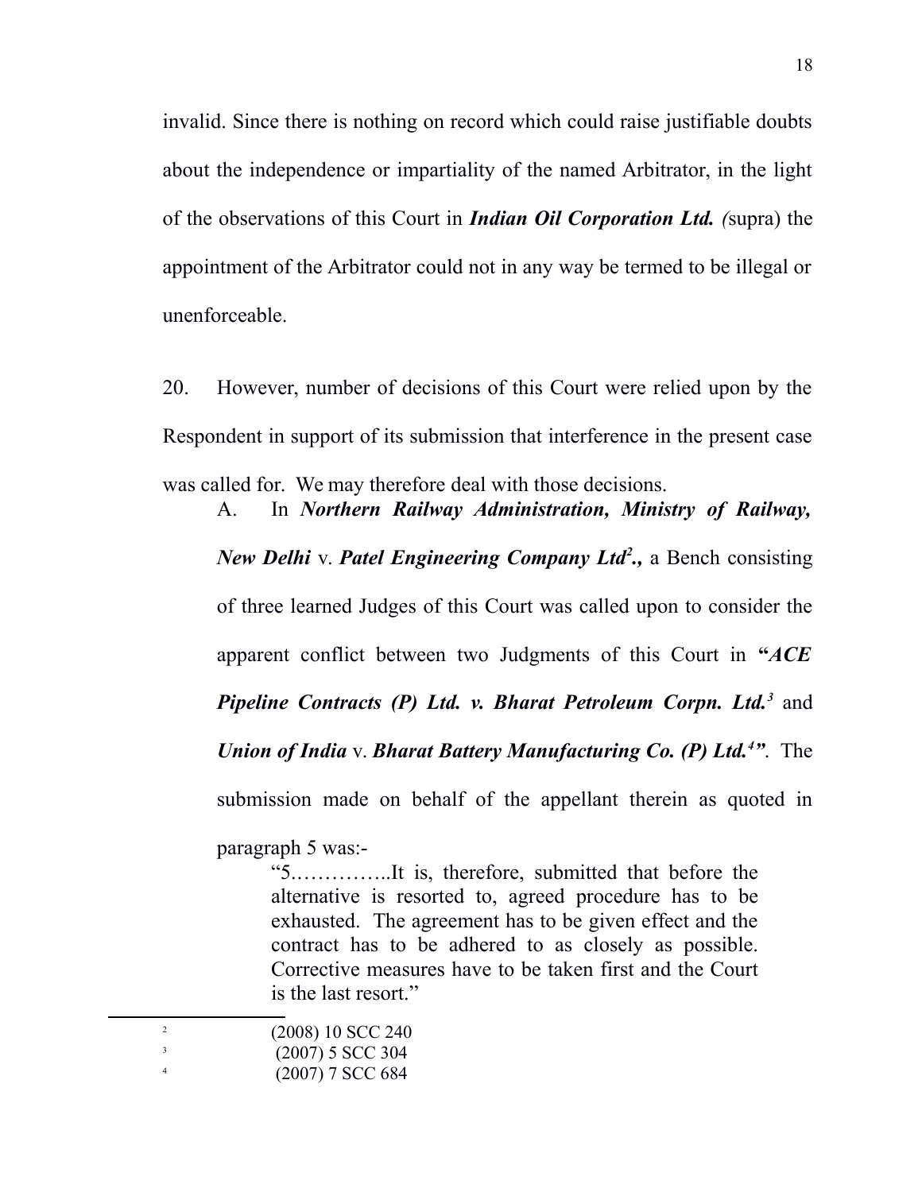invalid. Since there is nothing on record which could raise justifiable doubts about the independence or impartiality of the named Arbitrator, in the light of the observations of this Court in ***Indian Oil Corporation Ltd.*** *(*supra) the appointment of the Arbitrator could not in any way be termed to be illegal or unenforceable.

20. However, number of decisions of this Court were relied upon by the Respondent in support of its submission that interference in the present case was called for. We may therefore deal with those decisions.

A. In ***Northern Railway Administration, Ministry of Railway, New Delhi*** v. ***Patel Engineering Company Ltd***[2]***.,*** a Bench consisting of three learned Judges of this Court was called upon to consider the apparent conflict between two Judgments of this Court in **"*ACE Pipeline Contracts (P) Ltd. v. Bharat Petroleum Corpn. Ltd.***[3] and ***Union of India*** v. ***Bharat Battery Manufacturing Co. (P) Ltd.***[4]**"**. The submission made on behalf of the appellant therein as quoted in paragraph 5 was:-

> "5.…………..It is, therefore, submitted that before the alternative is resorted to, agreed procedure has to be exhausted. The agreement has to be given effect and the contract has to be adhered to as closely as possible. Corrective measures have to be taken first and the Court is the last resort."

---

[2] (2008) 10 SCC 240

[3] (2007) 5 SCC 304

[4] (2007) 7 SCC 684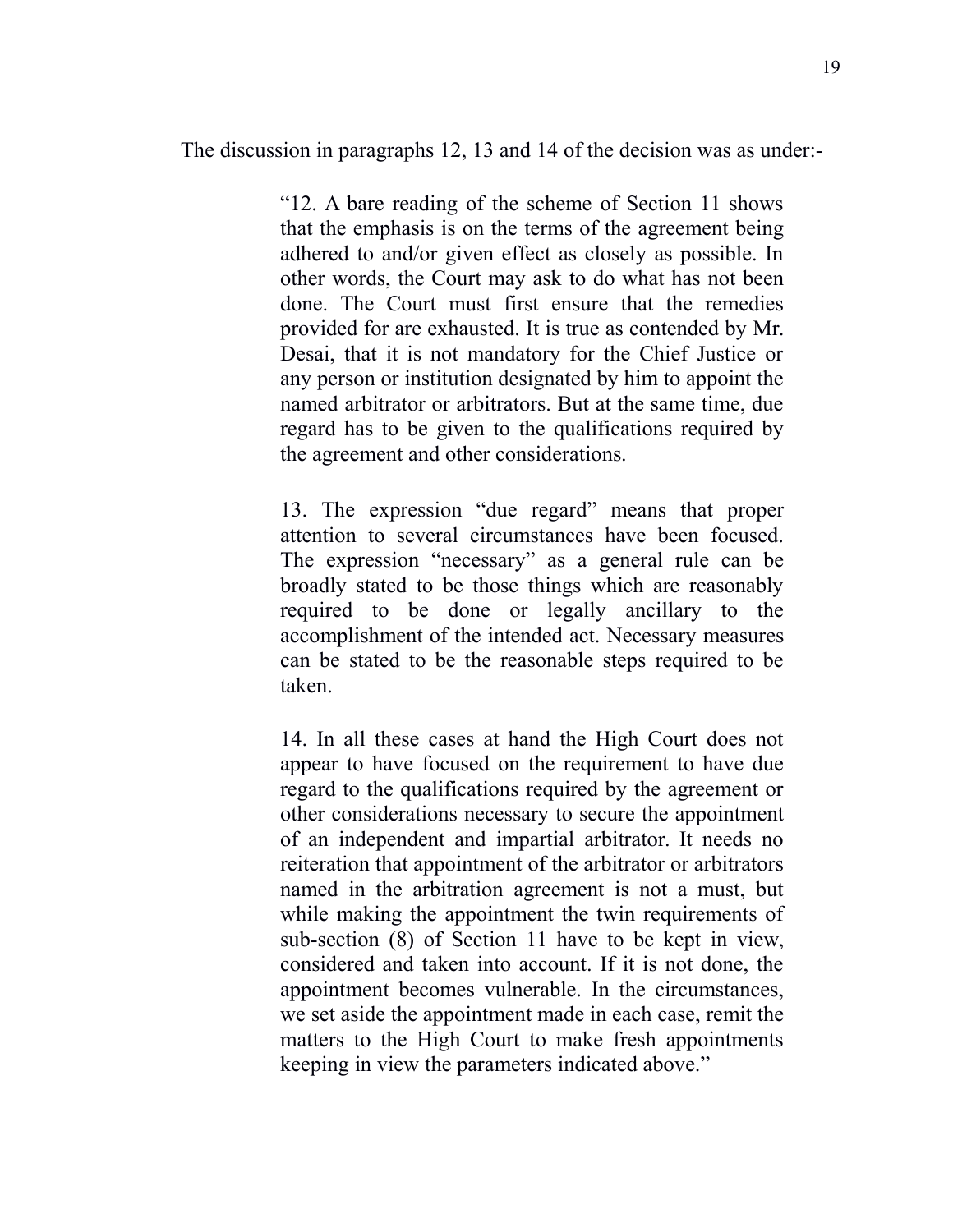The discussion in paragraphs 12, 13 and 14 of the decision was as under:-

> "12. A bare reading of the scheme of Section 11 shows that the emphasis is on the terms of the agreement being adhered to and/or given effect as closely as possible. In other words, the Court may ask to do what has not been done. The Court must first ensure that the remedies provided for are exhausted. It is true as contended by Mr. Desai, that it is not mandatory for the Chief Justice or any person or institution designated by him to appoint the named arbitrator or arbitrators. But at the same time, due regard has to be given to the qualifications required by the agreement and other considerations.
>
> 13. The expression "due regard" means that proper attention to several circumstances have been focused. The expression "necessary" as a general rule can be broadly stated to be those things which are reasonably required to be done or legally ancillary to the accomplishment of the intended act. Necessary measures can be stated to be the reasonable steps required to be taken.
>
> 14. In all these cases at hand the High Court does not appear to have focused on the requirement to have due regard to the qualifications required by the agreement or other considerations necessary to secure the appointment of an independent and impartial arbitrator. It needs no reiteration that appointment of the arbitrator or arbitrators named in the arbitration agreement is not a must, but while making the appointment the twin requirements of sub-section (8) of Section 11 have to be kept in view, considered and taken into account. If it is not done, the appointment becomes vulnerable. In the circumstances, we set aside the appointment made in each case, remit the matters to the High Court to make fresh appointments keeping in view the parameters indicated above."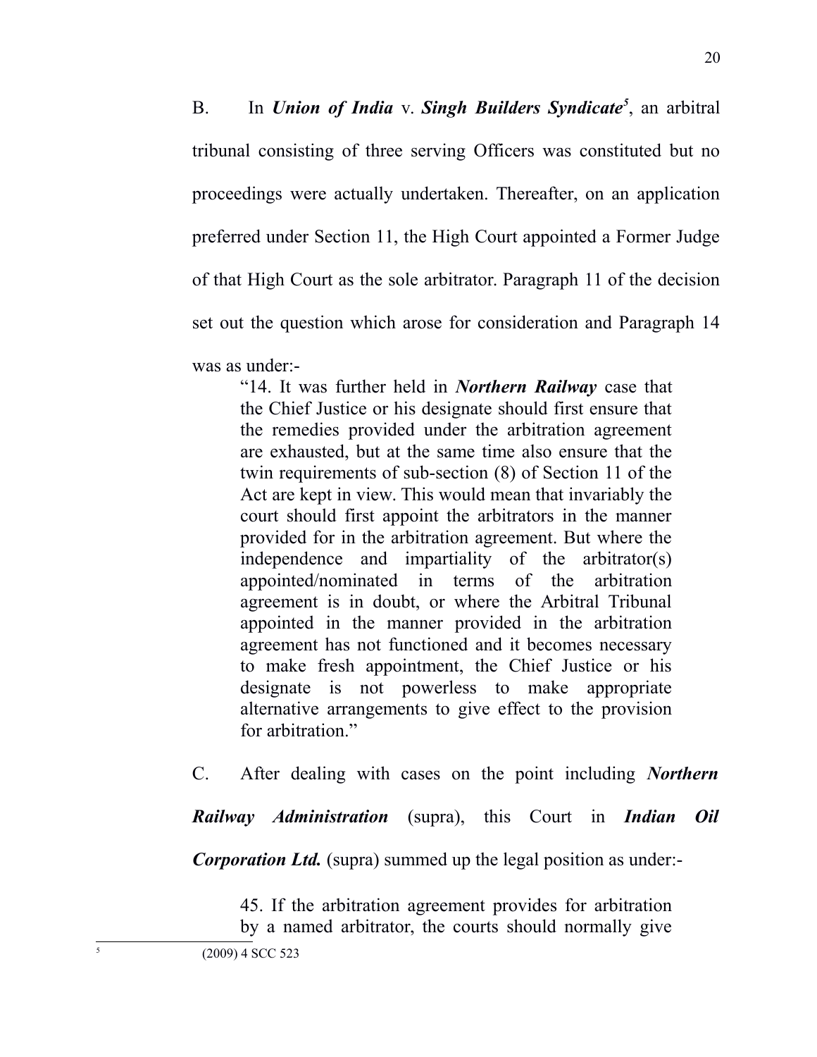B. In ***Union of India*** v. ***Singh Builders Syndicate***[5], an arbitral tribunal consisting of three serving Officers was constituted but no proceedings were actually undertaken. Thereafter, on an application preferred under Section 11, the High Court appointed a Former Judge of that High Court as the sole arbitrator. Paragraph 11 of the decision set out the question which arose for consideration and Paragraph 14 was as under:-

> "14. It was further held in ***Northern Railway*** case that the Chief Justice or his designate should first ensure that the remedies provided under the arbitration agreement are exhausted, but at the same time also ensure that the twin requirements of sub-section (8) of Section 11 of the Act are kept in view. This would mean that invariably the court should first appoint the arbitrators in the manner provided for in the arbitration agreement. But where the independence and impartiality of the arbitrator(s) appointed/nominated in terms of the arbitration agreement is in doubt, or where the Arbitral Tribunal appointed in the manner provided in the arbitration agreement has not functioned and it becomes necessary to make fresh appointment, the Chief Justice or his designate is not powerless to make appropriate alternative arrangements to give effect to the provision for arbitration."

C. After dealing with cases on the point including ***Northern Railway Administration*** (supra), this Court in ***Indian Oil Corporation Ltd.*** (supra) summed up the legal position as under:-

> 45. If the arbitration agreement provides for arbitration by a named arbitrator, the courts should normally give

---

5 (2009) 4 SCC 523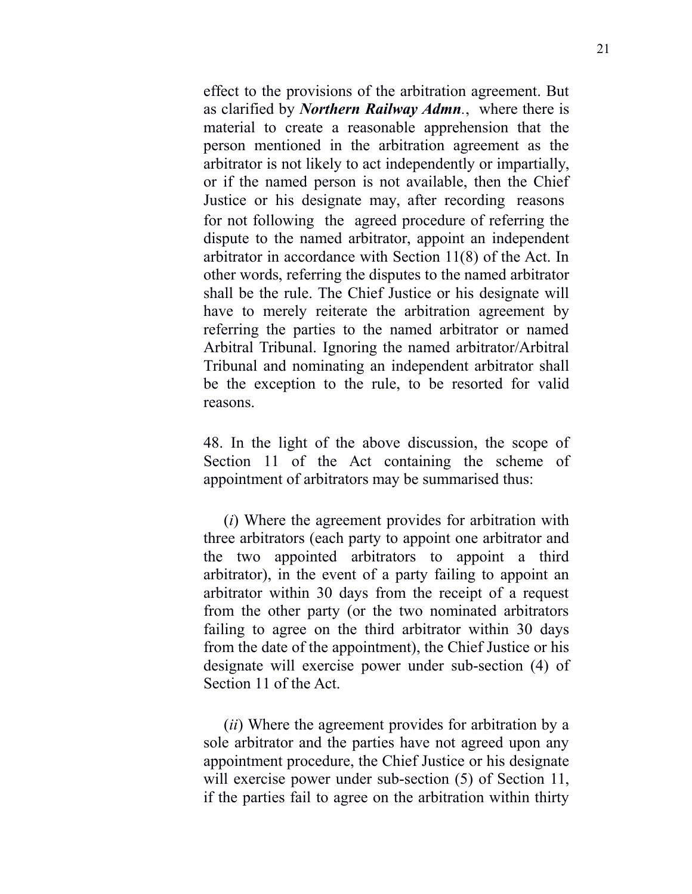effect to the provisions of the arbitration agreement. But as clarified by ***Northern Railway Admn***., where there is material to create a reasonable apprehension that the person mentioned in the arbitration agreement as the arbitrator is not likely to act independently or impartially, or if the named person is not available, then the Chief Justice or his designate may, after recording reasons for not following the agreed procedure of referring the dispute to the named arbitrator, appoint an independent arbitrator in accordance with Section 11(8) of the Act. In other words, referring the disputes to the named arbitrator shall be the rule. The Chief Justice or his designate will have to merely reiterate the arbitration agreement by referring the parties to the named arbitrator or named Arbitral Tribunal. Ignoring the named arbitrator/Arbitral Tribunal and nominating an independent arbitrator shall be the exception to the rule, to be resorted for valid reasons.

48. In the light of the above discussion, the scope of Section 11 of the Act containing the scheme of appointment of arbitrators may be summarised thus:

(*i*) Where the agreement provides for arbitration with three arbitrators (each party to appoint one arbitrator and the two appointed arbitrators to appoint a third arbitrator), in the event of a party failing to appoint an arbitrator within 30 days from the receipt of a request from the other party (or the two nominated arbitrators failing to agree on the third arbitrator within 30 days from the date of the appointment), the Chief Justice or his designate will exercise power under sub-section (4) of Section 11 of the Act.

(*ii*) Where the agreement provides for arbitration by a sole arbitrator and the parties have not agreed upon any appointment procedure, the Chief Justice or his designate will exercise power under sub-section (5) of Section 11, if the parties fail to agree on the arbitration within thirty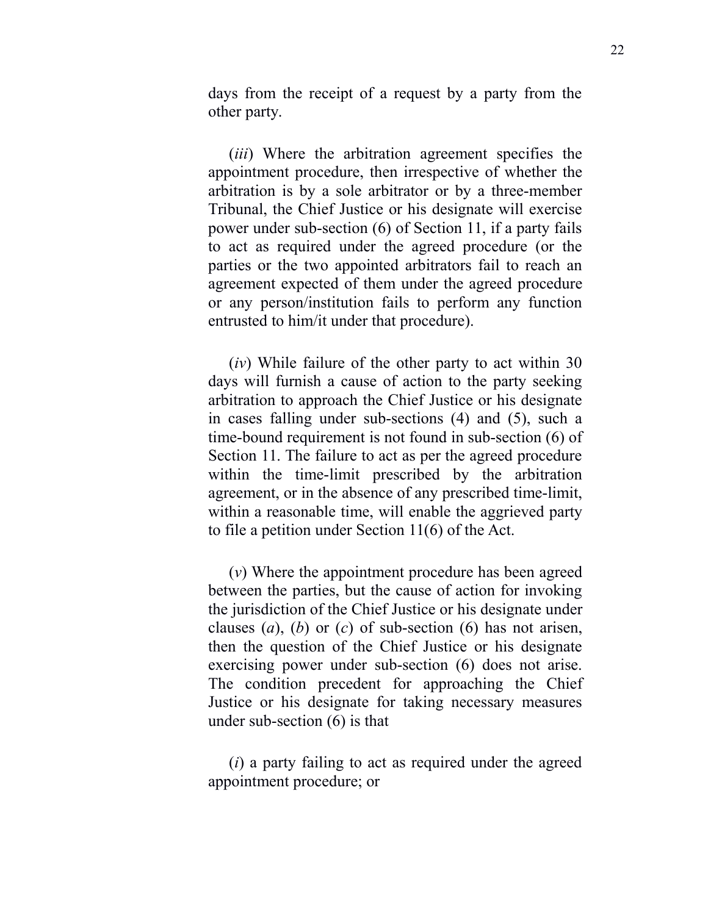days from the receipt of a request by a party from the other party.

(*iii*) Where the arbitration agreement specifies the appointment procedure, then irrespective of whether the arbitration is by a sole arbitrator or by a three-member Tribunal, the Chief Justice or his designate will exercise power under sub-section (6) of Section 11, if a party fails to act as required under the agreed procedure (or the parties or the two appointed arbitrators fail to reach an agreement expected of them under the agreed procedure or any person/institution fails to perform any function entrusted to him/it under that procedure).

(*iv*) While failure of the other party to act within 30 days will furnish a cause of action to the party seeking arbitration to approach the Chief Justice or his designate in cases falling under sub-sections (4) and (5), such a time-bound requirement is not found in sub-section (6) of Section 11. The failure to act as per the agreed procedure within the time-limit prescribed by the arbitration agreement, or in the absence of any prescribed time-limit, within a reasonable time, will enable the aggrieved party to file a petition under Section 11(6) of the Act.

(*v*) Where the appointment procedure has been agreed between the parties, but the cause of action for invoking the jurisdiction of the Chief Justice or his designate under clauses (*a*), (*b*) or (*c*) of sub-section (6) has not arisen, then the question of the Chief Justice or his designate exercising power under sub-section (6) does not arise. The condition precedent for approaching the Chief Justice or his designate for taking necessary measures under sub-section (6) is that

(*i*) a party failing to act as required under the agreed appointment procedure; or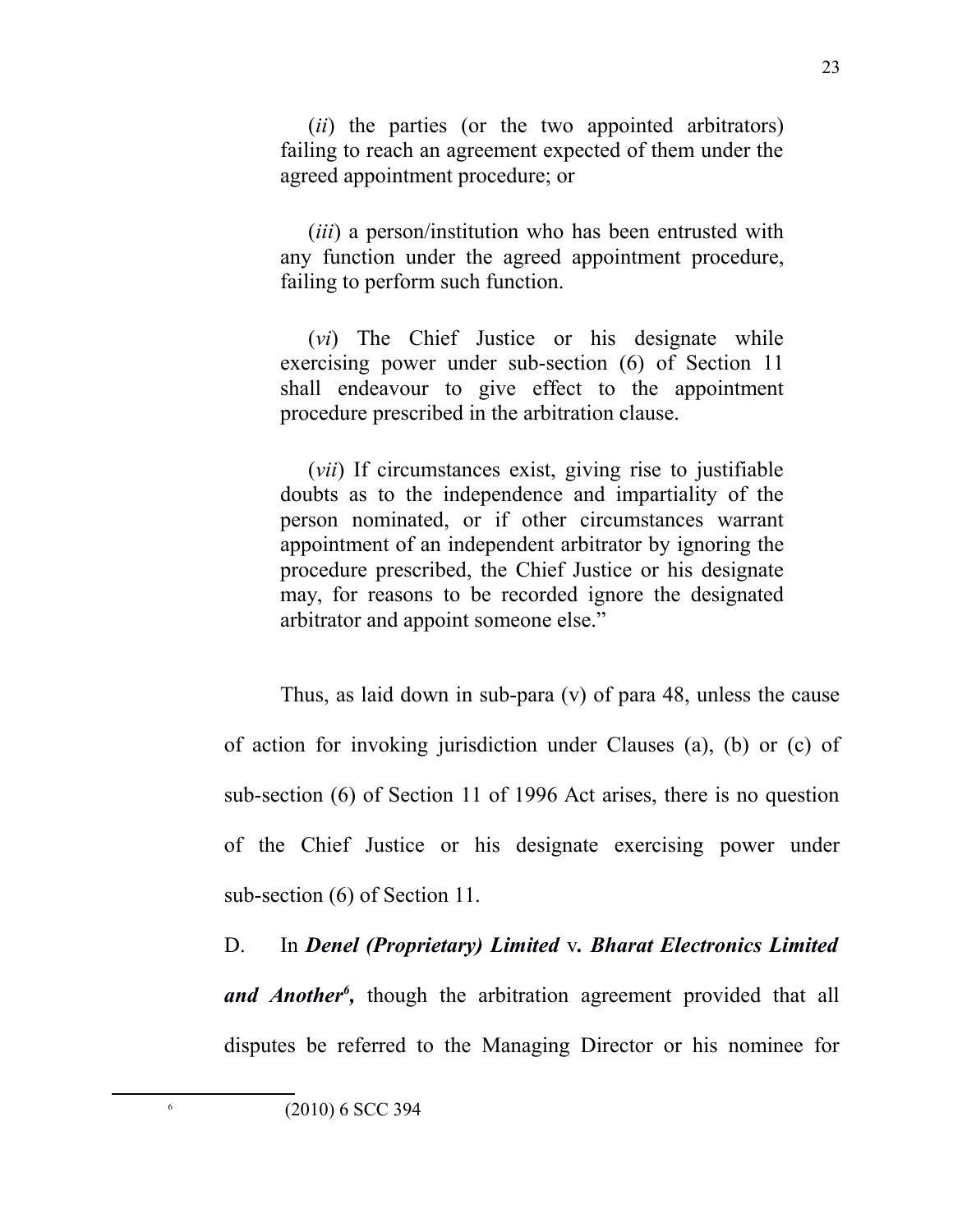(*ii*) the parties (or the two appointed arbitrators) failing to reach an agreement expected of them under the agreed appointment procedure; or

(*iii*) a person/institution who has been entrusted with any function under the agreed appointment procedure, failing to perform such function.

(*vi*) The Chief Justice or his designate while exercising power under sub-section (6) of Section 11 shall endeavour to give effect to the appointment procedure prescribed in the arbitration clause.

(*vii*) If circumstances exist, giving rise to justifiable doubts as to the independence and impartiality of the person nominated, or if other circumstances warrant appointment of an independent arbitrator by ignoring the procedure prescribed, the Chief Justice or his designate may, for reasons to be recorded ignore the designated arbitrator and appoint someone else."

Thus, as laid down in sub-para (v) of para 48, unless the cause of action for invoking jurisdiction under Clauses (a), (b) or (c) of sub-section (6) of Section 11 of 1996 Act arises, there is no question of the Chief Justice or his designate exercising power under sub-section (6) of Section 11.

D. In ***Denel (Proprietary) Limited* v. *Bharat Electronics Limited and Another*[6],** though the arbitration agreement provided that all disputes be referred to the Managing Director or his nominee for

---

[6] (2010) 6 SCC 394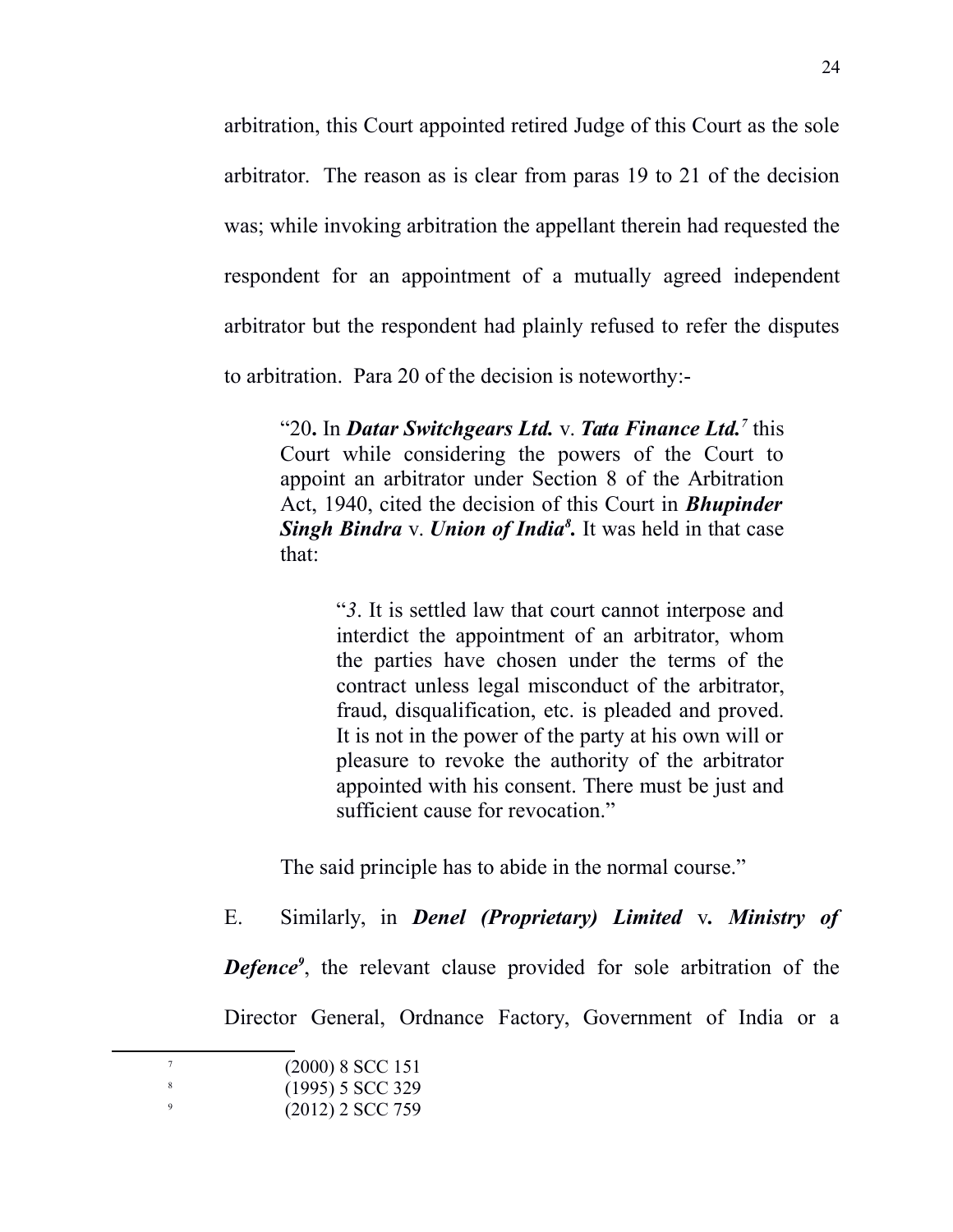arbitration, this Court appointed retired Judge of this Court as the sole arbitrator. The reason as is clear from paras 19 to 21 of the decision was; while invoking arbitration the appellant therein had requested the respondent for an appointment of a mutually agreed independent arbitrator but the respondent had plainly refused to refer the disputes to arbitration. Para 20 of the decision is noteworthy:-

> "20**.** In ***Datar Switchgears Ltd.*** v. ***Tata Finance Ltd.***[7] this Court while considering the powers of the Court to appoint an arbitrator under Section 8 of the Arbitration Act, 1940, cited the decision of this Court in ***Bhupinder Singh Bindra*** v. ***Union of India***[8]**.** It was held in that case that:
>
> > "*3*. It is settled law that court cannot interpose and interdict the appointment of an arbitrator, whom the parties have chosen under the terms of the contract unless legal misconduct of the arbitrator, fraud, disqualification, etc. is pleaded and proved. It is not in the power of the party at his own will or pleasure to revoke the authority of the arbitrator appointed with his consent. There must be just and sufficient cause for revocation."
>
> The said principle has to abide in the normal course."

E. Similarly, in ***Denel (Proprietary) Limited*** v***. Ministry of Defence***[9], the relevant clause provided for sole arbitration of the Director General, Ordnance Factory, Government of India or a

---

[7] (2000) 8 SCC 151

[8] (1995) 5 SCC 329

[9] (2012) 2 SCC 759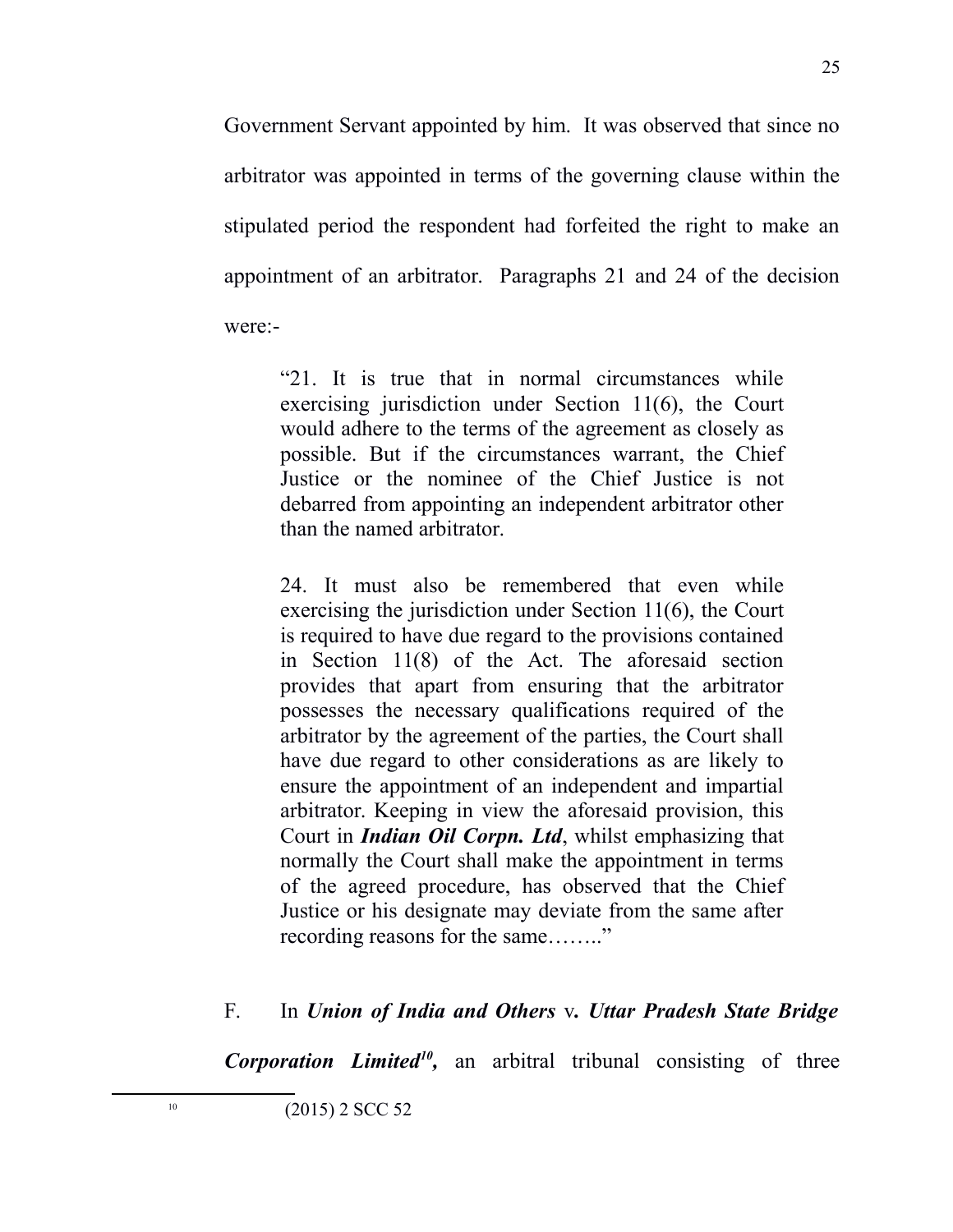Government Servant appointed by him. It was observed that since no arbitrator was appointed in terms of the governing clause within the stipulated period the respondent had forfeited the right to make an appointment of an arbitrator. Paragraphs 21 and 24 of the decision were:-

> "21. It is true that in normal circumstances while exercising jurisdiction under Section 11(6), the Court would adhere to the terms of the agreement as closely as possible. But if the circumstances warrant, the Chief Justice or the nominee of the Chief Justice is not debarred from appointing an independent arbitrator other than the named arbitrator.
>
> 24. It must also be remembered that even while exercising the jurisdiction under Section 11(6), the Court is required to have due regard to the provisions contained in Section 11(8) of the Act. The aforesaid section provides that apart from ensuring that the arbitrator possesses the necessary qualifications required of the arbitrator by the agreement of the parties, the Court shall have due regard to other considerations as are likely to ensure the appointment of an independent and impartial arbitrator. Keeping in view the aforesaid provision, this Court in ***Indian Oil Corpn. Ltd***, whilst emphasizing that normally the Court shall make the appointment in terms of the agreed procedure, has observed that the Chief Justice or his designate may deviate from the same after recording reasons for the same…….."

F. In ***Union of India and Others*** v***. Uttar Pradesh State Bridge Corporation Limited***[10]***,*** an arbitral tribunal consisting of three

---

[10] (2015) 2 SCC 52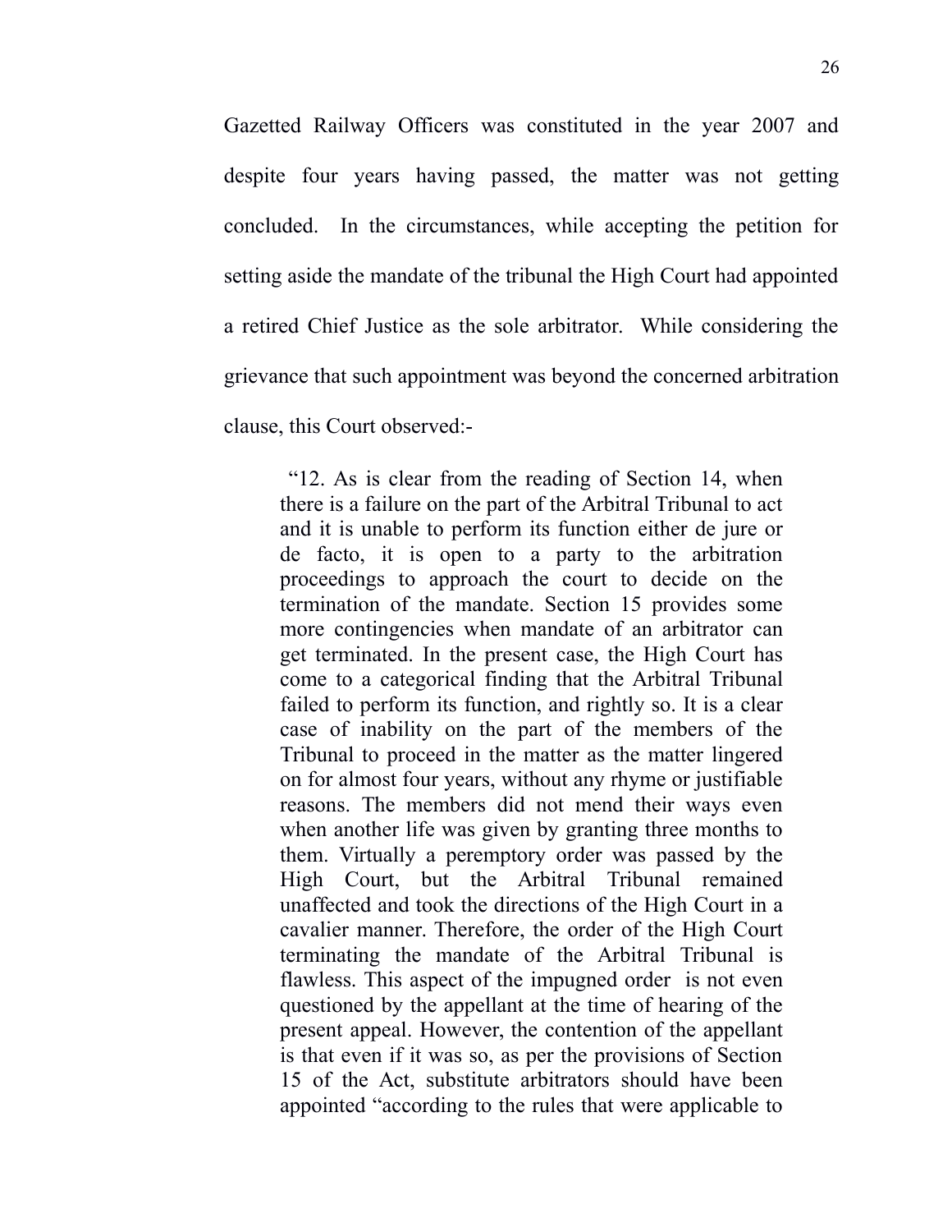Gazetted Railway Officers was constituted in the year 2007 and despite four years having passed, the matter was not getting concluded. In the circumstances, while accepting the petition for setting aside the mandate of the tribunal the High Court had appointed a retired Chief Justice as the sole arbitrator. While considering the grievance that such appointment was beyond the concerned arbitration clause, this Court observed:-

> "12. As is clear from the reading of Section 14, when there is a failure on the part of the Arbitral Tribunal to act and it is unable to perform its function either de jure or de facto, it is open to a party to the arbitration proceedings to approach the court to decide on the termination of the mandate. Section 15 provides some more contingencies when mandate of an arbitrator can get terminated. In the present case, the High Court has come to a categorical finding that the Arbitral Tribunal failed to perform its function, and rightly so. It is a clear case of inability on the part of the members of the Tribunal to proceed in the matter as the matter lingered on for almost four years, without any rhyme or justifiable reasons. The members did not mend their ways even when another life was given by granting three months to them. Virtually a peremptory order was passed by the High Court, but the Arbitral Tribunal remained unaffected and took the directions of the High Court in a cavalier manner. Therefore, the order of the High Court terminating the mandate of the Arbitral Tribunal is flawless. This aspect of the impugned order is not even questioned by the appellant at the time of hearing of the present appeal. However, the contention of the appellant is that even if it was so, as per the provisions of Section 15 of the Act, substitute arbitrators should have been appointed "according to the rules that were applicable to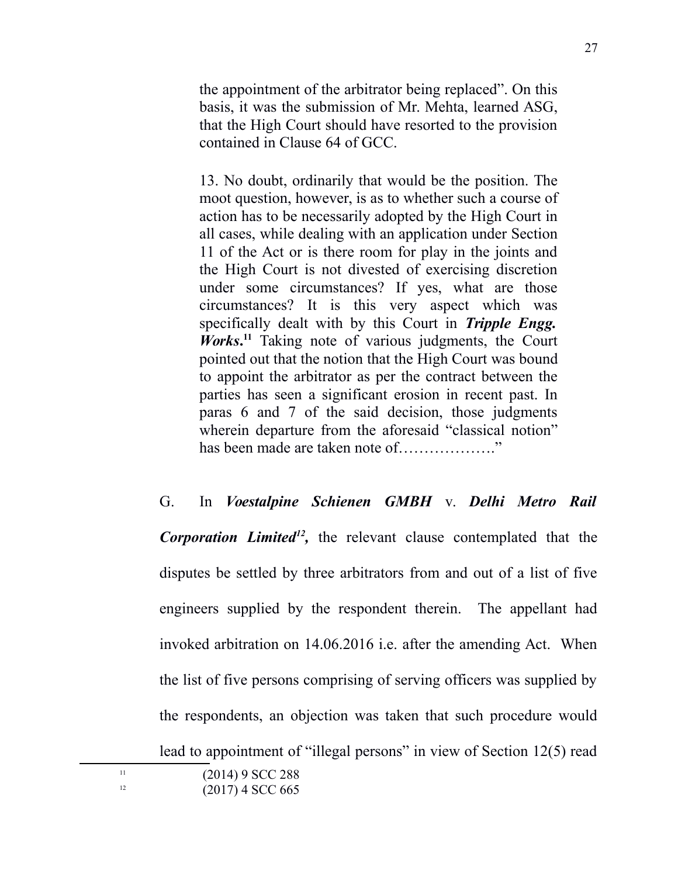> the appointment of the arbitrator being replaced". On this basis, it was the submission of Mr. Mehta, learned ASG, that the High Court should have resorted to the provision contained in Clause 64 of GCC.
>
> 13. No doubt, ordinarily that would be the position. The moot question, however, is as to whether such a course of action has to be necessarily adopted by the High Court in all cases, while dealing with an application under Section 11 of the Act or is there room for play in the joints and the High Court is not divested of exercising discretion under some circumstances? If yes, what are those circumstances? It is this very aspect which was specifically dealt with by this Court in ***Tripple Engg. Works***.[11] Taking note of various judgments, the Court pointed out that the notion that the High Court was bound to appoint the arbitrator as per the contract between the parties has seen a significant erosion in recent past. In paras 6 and 7 of the said decision, those judgments wherein departure from the aforesaid "classical notion" has been made are taken note of………………."

G. In ***Voestalpine Schienen GMBH*** v. ***Delhi Metro Rail Corporation Limited***[12]**,** the relevant clause contemplated that the disputes be settled by three arbitrators from and out of a list of five engineers supplied by the respondent therein. The appellant had invoked arbitration on 14.06.2016 i.e. after the amending Act. When the list of five persons comprising of serving officers was supplied by the respondents, an objection was taken that such procedure would lead to appointment of "illegal persons" in view of Section 12(5) read

---

[11] (2014) 9 SCC 288

[12] (2017) 4 SCC 665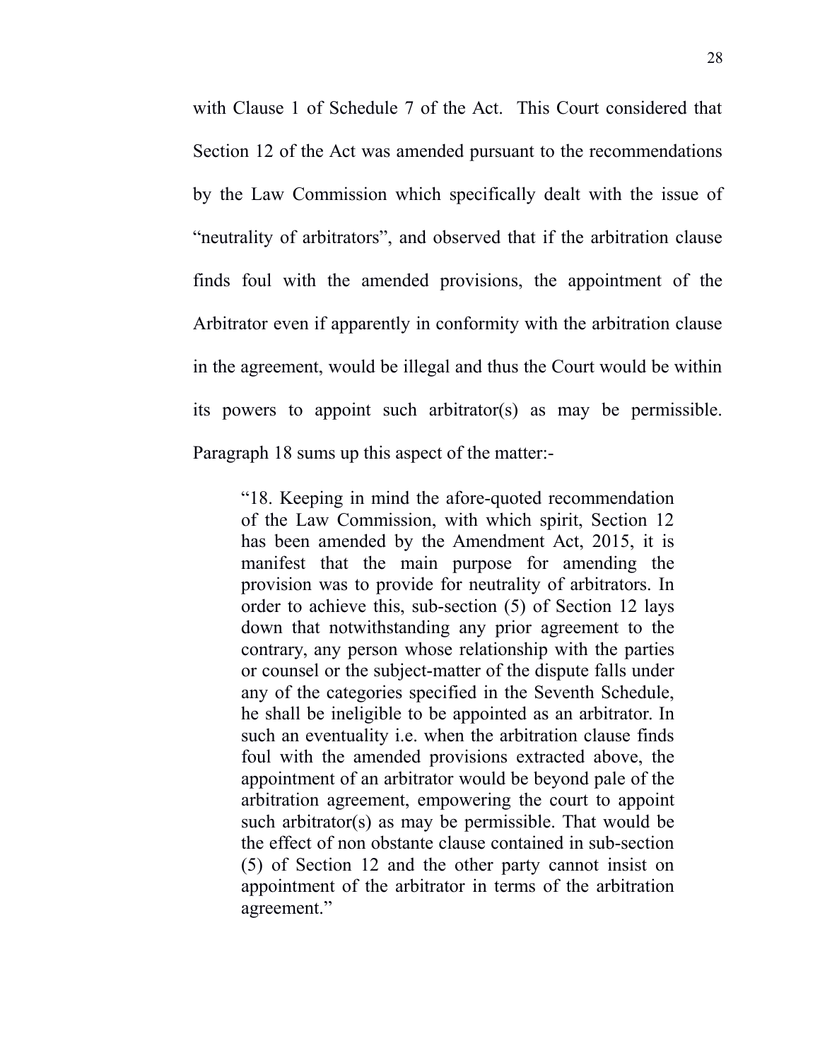with Clause 1 of Schedule 7 of the Act. This Court considered that Section 12 of the Act was amended pursuant to the recommendations by the Law Commission which specifically dealt with the issue of "neutrality of arbitrators", and observed that if the arbitration clause finds foul with the amended provisions, the appointment of the Arbitrator even if apparently in conformity with the arbitration clause in the agreement, would be illegal and thus the Court would be within its powers to appoint such arbitrator(s) as may be permissible. Paragraph 18 sums up this aspect of the matter:-

> "18. Keeping in mind the afore-quoted recommendation of the Law Commission, with which spirit, Section 12 has been amended by the Amendment Act, 2015, it is manifest that the main purpose for amending the provision was to provide for neutrality of arbitrators. In order to achieve this, sub-section (5) of Section 12 lays down that notwithstanding any prior agreement to the contrary, any person whose relationship with the parties or counsel or the subject-matter of the dispute falls under any of the categories specified in the Seventh Schedule, he shall be ineligible to be appointed as an arbitrator. In such an eventuality i.e. when the arbitration clause finds foul with the amended provisions extracted above, the appointment of an arbitrator would be beyond pale of the arbitration agreement, empowering the court to appoint such arbitrator(s) as may be permissible. That would be the effect of non obstante clause contained in sub-section (5) of Section 12 and the other party cannot insist on appointment of the arbitrator in terms of the arbitration agreement."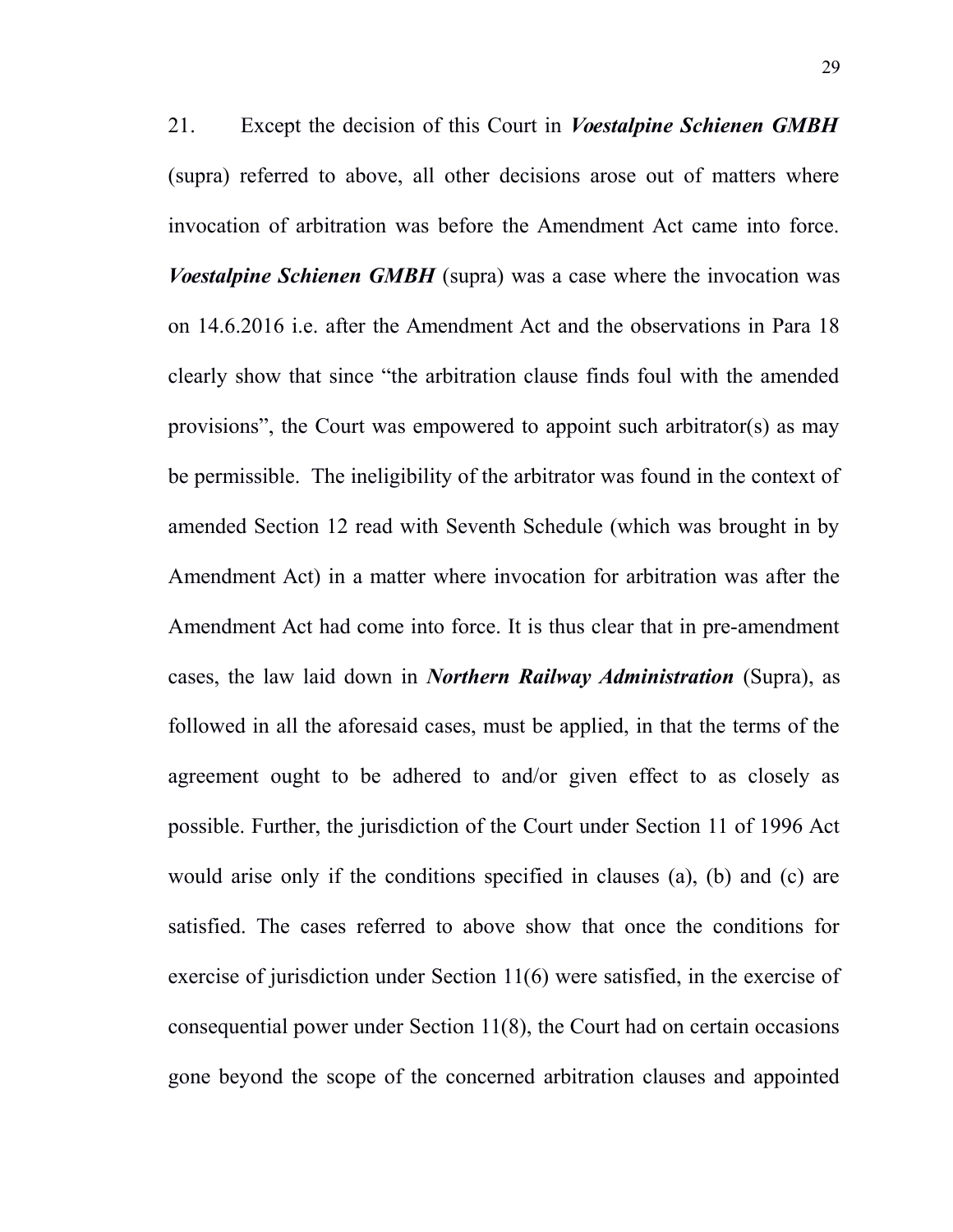21. Except the decision of this Court in ***Voestalpine Schienen GMBH*** (supra) referred to above, all other decisions arose out of matters where invocation of arbitration was before the Amendment Act came into force. ***Voestalpine Schienen GMBH*** (supra) was a case where the invocation was on 14.6.2016 i.e. after the Amendment Act and the observations in Para 18 clearly show that since "the arbitration clause finds foul with the amended provisions", the Court was empowered to appoint such arbitrator(s) as may be permissible. The ineligibility of the arbitrator was found in the context of amended Section 12 read with Seventh Schedule (which was brought in by Amendment Act) in a matter where invocation for arbitration was after the Amendment Act had come into force. It is thus clear that in pre-amendment cases, the law laid down in ***Northern Railway Administration*** (Supra), as followed in all the aforesaid cases, must be applied, in that the terms of the agreement ought to be adhered to and/or given effect to as closely as possible. Further, the jurisdiction of the Court under Section 11 of 1996 Act would arise only if the conditions specified in clauses (a), (b) and (c) are satisfied. The cases referred to above show that once the conditions for exercise of jurisdiction under Section 11(6) were satisfied, in the exercise of consequential power under Section 11(8), the Court had on certain occasions gone beyond the scope of the concerned arbitration clauses and appointed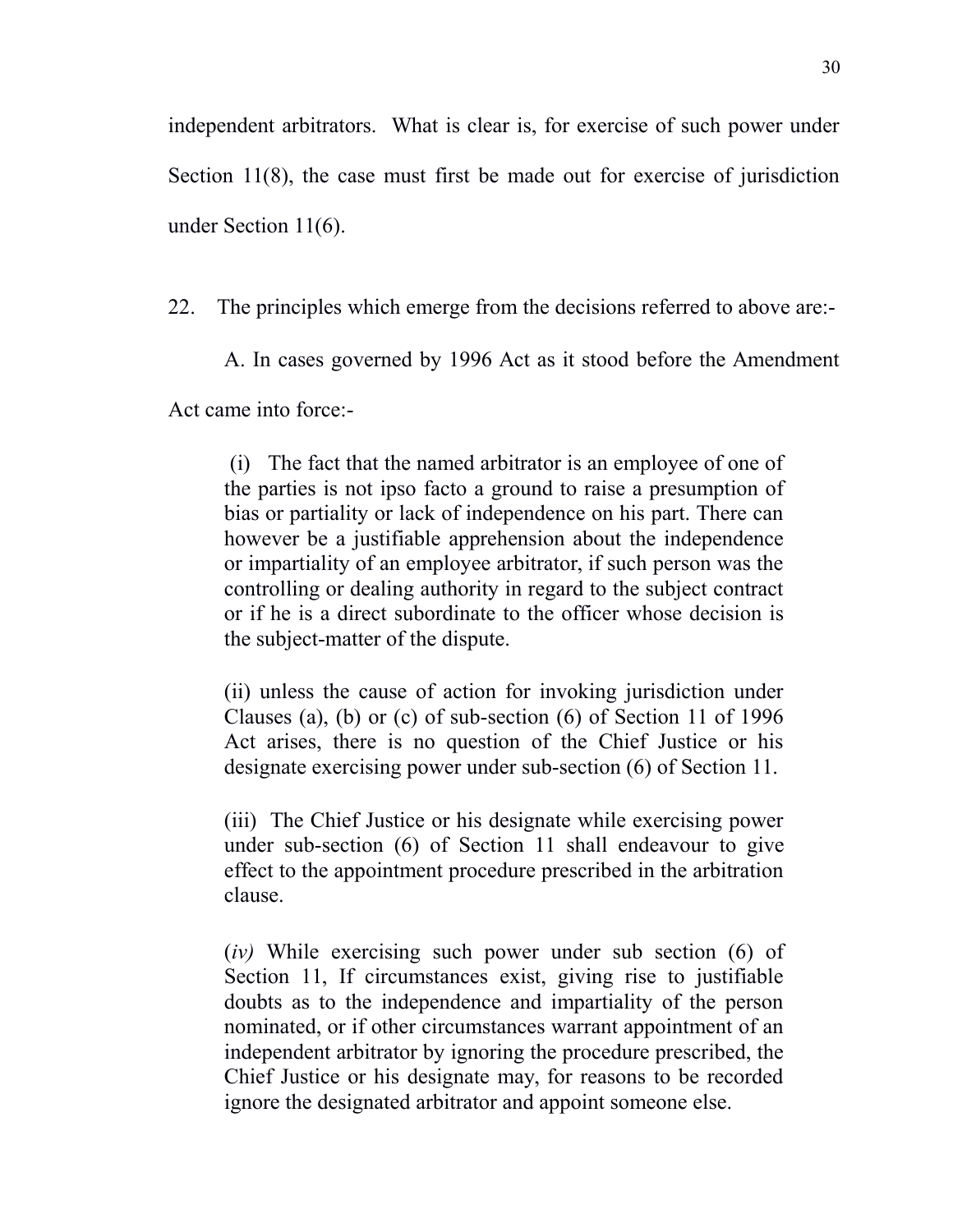independent arbitrators. What is clear is, for exercise of such power under Section 11(8), the case must first be made out for exercise of jurisdiction under Section 11(6).

22. The principles which emerge from the decisions referred to above are:-

A. In cases governed by 1996 Act as it stood before the Amendment Act came into force:-

> (i) The fact that the named arbitrator is an employee of one of the parties is not ipso facto a ground to raise a presumption of bias or partiality or lack of independence on his part. There can however be a justifiable apprehension about the independence or impartiality of an employee arbitrator, if such person was the controlling or dealing authority in regard to the subject contract or if he is a direct subordinate to the officer whose decision is the subject-matter of the dispute.
>
> (ii) unless the cause of action for invoking jurisdiction under Clauses (a), (b) or (c) of sub-section (6) of Section 11 of 1996 Act arises, there is no question of the Chief Justice or his designate exercising power under sub-section (6) of Section 11.
>
> (iii) The Chief Justice or his designate while exercising power under sub-section (6) of Section 11 shall endeavour to give effect to the appointment procedure prescribed in the arbitration clause.
>
> (*iv)* While exercising such power under sub section (6) of Section 11, If circumstances exist, giving rise to justifiable doubts as to the independence and impartiality of the person nominated, or if other circumstances warrant appointment of an independent arbitrator by ignoring the procedure prescribed, the Chief Justice or his designate may, for reasons to be recorded ignore the designated arbitrator and appoint someone else.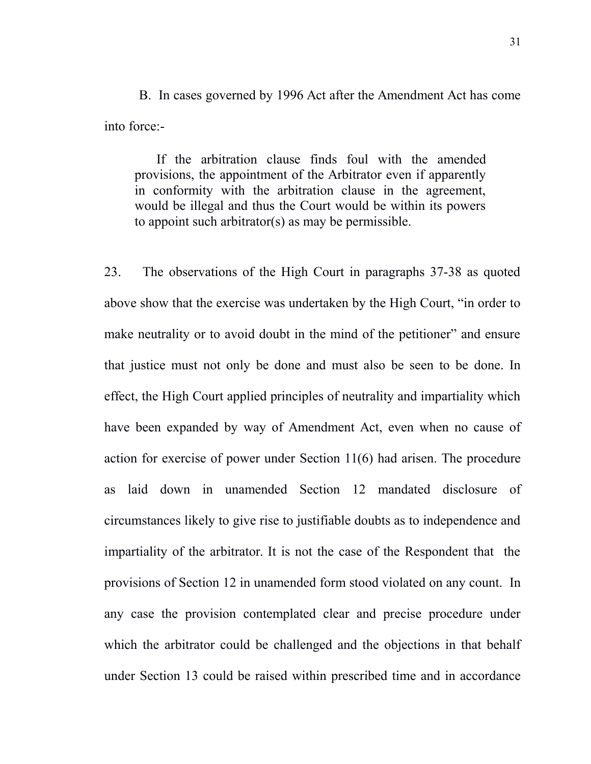B. In cases governed by 1996 Act after the Amendment Act has come into force:-

> If the arbitration clause finds foul with the amended provisions, the appointment of the Arbitrator even if apparently in conformity with the arbitration clause in the agreement, would be illegal and thus the Court would be within its powers to appoint such arbitrator(s) as may be permissible.

23. The observations of the High Court in paragraphs 37-38 as quoted above show that the exercise was undertaken by the High Court, "in order to make neutrality or to avoid doubt in the mind of the petitioner" and ensure that justice must not only be done and must also be seen to be done. In effect, the High Court applied principles of neutrality and impartiality which have been expanded by way of Amendment Act, even when no cause of action for exercise of power under Section 11(6) had arisen. The procedure as laid down in unamended Section 12 mandated disclosure of circumstances likely to give rise to justifiable doubts as to independence and impartiality of the arbitrator. It is not the case of the Respondent that the provisions of Section 12 in unamended form stood violated on any count. In any case the provision contemplated clear and precise procedure under which the arbitrator could be challenged and the objections in that behalf under Section 13 could be raised within prescribed time and in accordance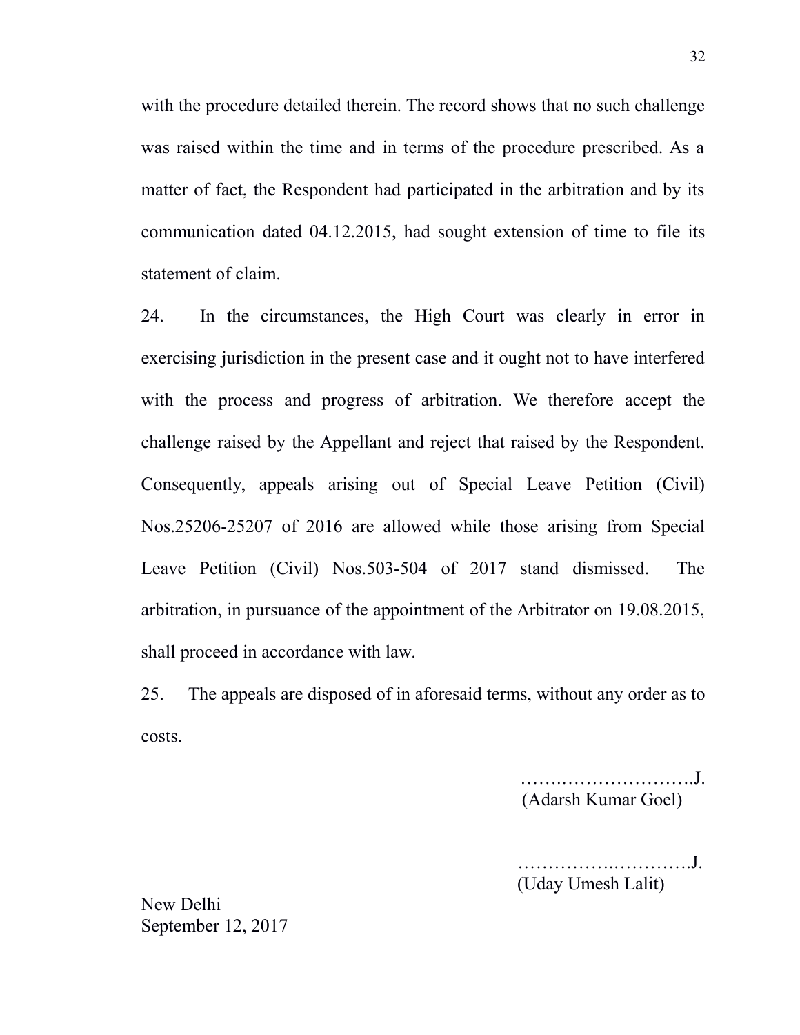with the procedure detailed therein. The record shows that no such challenge was raised within the time and in terms of the procedure prescribed. As a matter of fact, the Respondent had participated in the arbitration and by its communication dated 04.12.2015, had sought extension of time to file its statement of claim.

24. In the circumstances, the High Court was clearly in error in exercising jurisdiction in the present case and it ought not to have interfered with the process and progress of arbitration. We therefore accept the challenge raised by the Appellant and reject that raised by the Respondent. Consequently, appeals arising out of Special Leave Petition (Civil) Nos.25206-25207 of 2016 are allowed while those arising from Special Leave Petition (Civil) Nos.503-504 of 2017 stand dismissed. The arbitration, in pursuance of the appointment of the Arbitrator on 19.08.2015, shall proceed in accordance with law.

25. The appeals are disposed of in aforesaid terms, without any order as to costs.

……..…………………..J.
(Adarsh Kumar Goel)

…………….………….J.
(Uday Umesh Lalit)

New Delhi
September 12, 2017